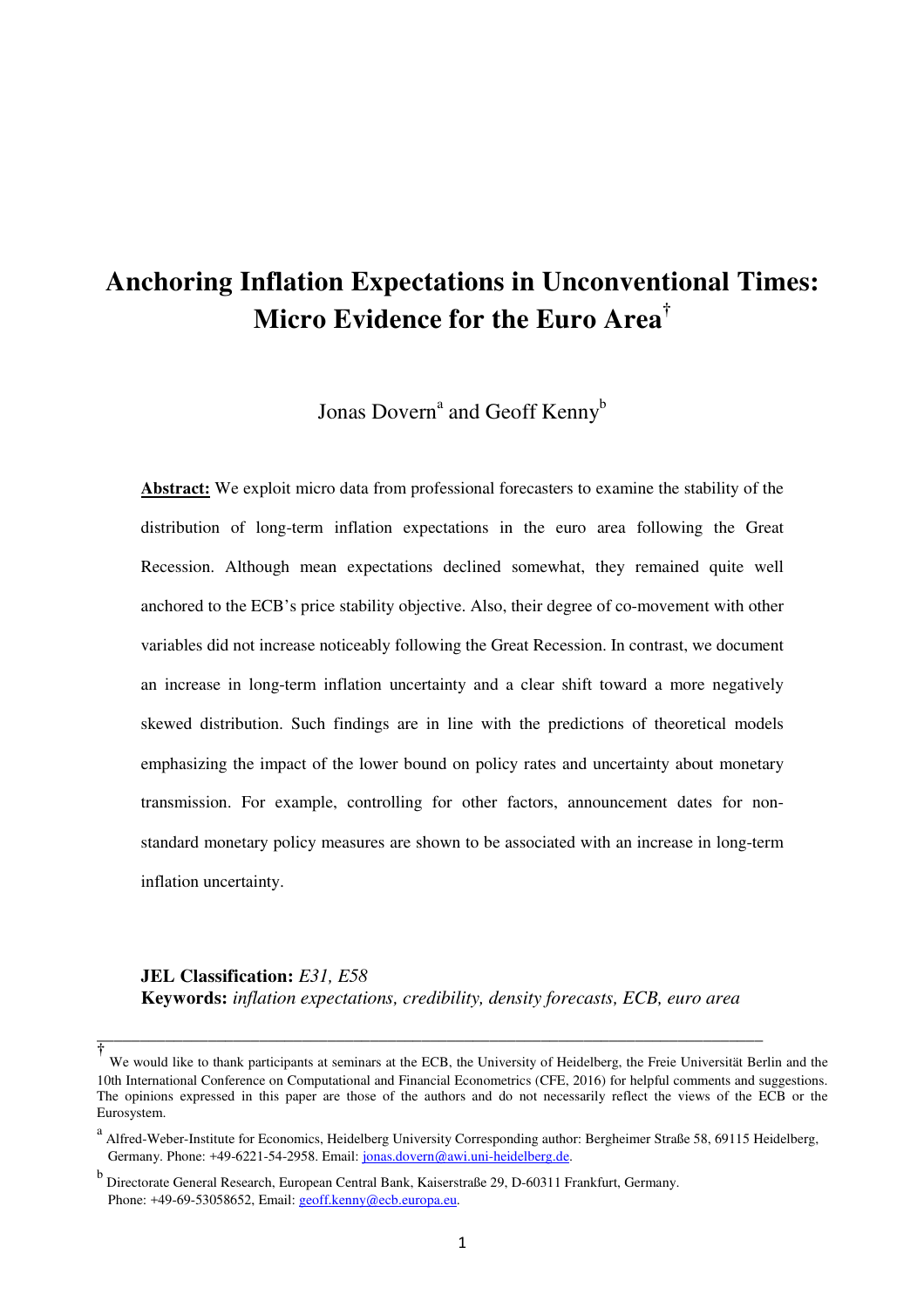# Anchoring Inflation Expectations in Unconventional Times: Micro Evidence for the Euro Area[†]

Jonas Dovern[a] and Geoff Kenny[b]

**Abstract:** We exploit micro data from professional forecasters to examine the stability of the distribution of long-term inflation expectations in the euro area following the Great Recession. Although mean expectations declined somewhat, they remained quite well anchored to the ECB's price stability objective. Also, their degree of co-movement with other variables did not increase noticeably following the Great Recession. In contrast, we document an increase in long-term inflation uncertainty and a clear shift toward a more negatively skewed distribution. Such findings are in line with the predictions of theoretical models emphasizing the impact of the lower bound on policy rates and uncertainty about monetary transmission. For example, controlling for other factors, announcement dates for non-standard monetary policy measures are shown to be associated with an increase in long-term inflation uncertainty.

**JEL Classification:** *E31, E58*
**Keywords:** *inflation expectations, credibility, density forecasts, ECB, euro area*

---

[†] We would like to thank participants at seminars at the ECB, the University of Heidelberg, the Freie Universität Berlin and the 10th International Conference on Computational and Financial Econometrics (CFE, 2016) for helpful comments and suggestions. The opinions expressed in this paper are those of the authors and do not necessarily reflect the views of the ECB or the Eurosystem.

[a] Alfred-Weber-Institute for Economics, Heidelberg University Corresponding author: Bergheimer Straße 58, 69115 Heidelberg, Germany. Phone: +49-6221-54-2958. Email: jonas.dovern@awi.uni-heidelberg.de.

[b] Directorate General Research, European Central Bank, Kaiserstraße 29, D-60311 Frankfurt, Germany. Phone: +49-69-53058652, Email: geoff.kenny@ecb.europa.eu.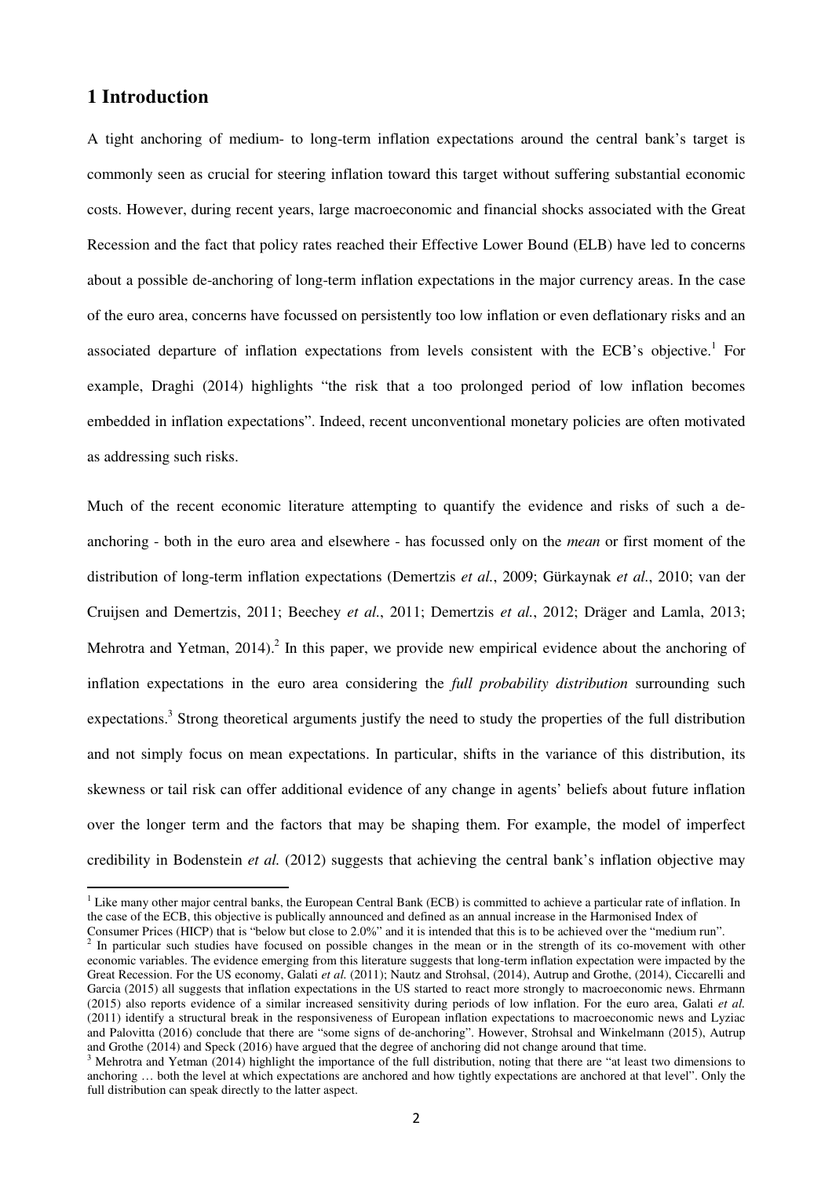# 1 Introduction

A tight anchoring of medium- to long-term inflation expectations around the central bank's target is commonly seen as crucial for steering inflation toward this target without suffering substantial economic costs. However, during recent years, large macroeconomic and financial shocks associated with the Great Recession and the fact that policy rates reached their Effective Lower Bound (ELB) have led to concerns about a possible de-anchoring of long-term inflation expectations in the major currency areas. In the case of the euro area, concerns have focussed on persistently too low inflation or even deflationary risks and an associated departure of inflation expectations from levels consistent with the ECB's objective.[1] For example, Draghi (2014) highlights "the risk that a too prolonged period of low inflation becomes embedded in inflation expectations". Indeed, recent unconventional monetary policies are often motivated as addressing such risks.

Much of the recent economic literature attempting to quantify the evidence and risks of such a de-anchoring - both in the euro area and elsewhere - has focussed only on the *mean* or first moment of the distribution of long-term inflation expectations (Demertzis *et al.*, 2009; Gürkaynak *et al.*, 2010; van der Cruijsen and Demertzis, 2011; Beechey *et al.*, 2011; Demertzis *et al.*, 2012; Dräger and Lamla, 2013; Mehrotra and Yetman, 2014).[2] In this paper, we provide new empirical evidence about the anchoring of inflation expectations in the euro area considering the *full probability distribution* surrounding such expectations.[3] Strong theoretical arguments justify the need to study the properties of the full distribution and not simply focus on mean expectations. In particular, shifts in the variance of this distribution, its skewness or tail risk can offer additional evidence of any change in agents' beliefs about future inflation over the longer term and the factors that may be shaping them. For example, the model of imperfect credibility in Bodenstein *et al.* (2012) suggests that achieving the central bank's inflation objective may

---

[1] Like many other major central banks, the European Central Bank (ECB) is committed to achieve a particular rate of inflation. In the case of the ECB, this objective is publically announced and defined as an annual increase in the Harmonised Index of Consumer Prices (HICP) that is "below but close to 2.0%" and it is intended that this is to be achieved over the "medium run".

[2] In particular such studies have focused on possible changes in the mean or in the strength of its co-movement with other economic variables. The evidence emerging from this literature suggests that long-term inflation expectation were impacted by the Great Recession. For the US economy, Galati *et al.* (2011); Nautz and Strohsal, (2014), Autrup and Grothe, (2014), Ciccarelli and Garcia (2015) all suggests that inflation expectations in the US started to react more strongly to macroeconomic news. Ehrmann (2015) also reports evidence of a similar increased sensitivity during periods of low inflation. For the euro area, Galati *et al.* (2011) identify a structural break in the responsiveness of European inflation expectations to macroeconomic news and Lyziac and Palovitta (2016) conclude that there are "some signs of de-anchoring". However, Strohsal and Winkelmann (2015), Autrup and Grothe (2014) and Speck (2016) have argued that the degree of anchoring did not change around that time.

[3] Mehrotra and Yetman (2014) highlight the importance of the full distribution, noting that there are "at least two dimensions to anchoring … both the level at which expectations are anchored and how tightly expectations are anchored at that level". Only the full distribution can speak directly to the latter aspect.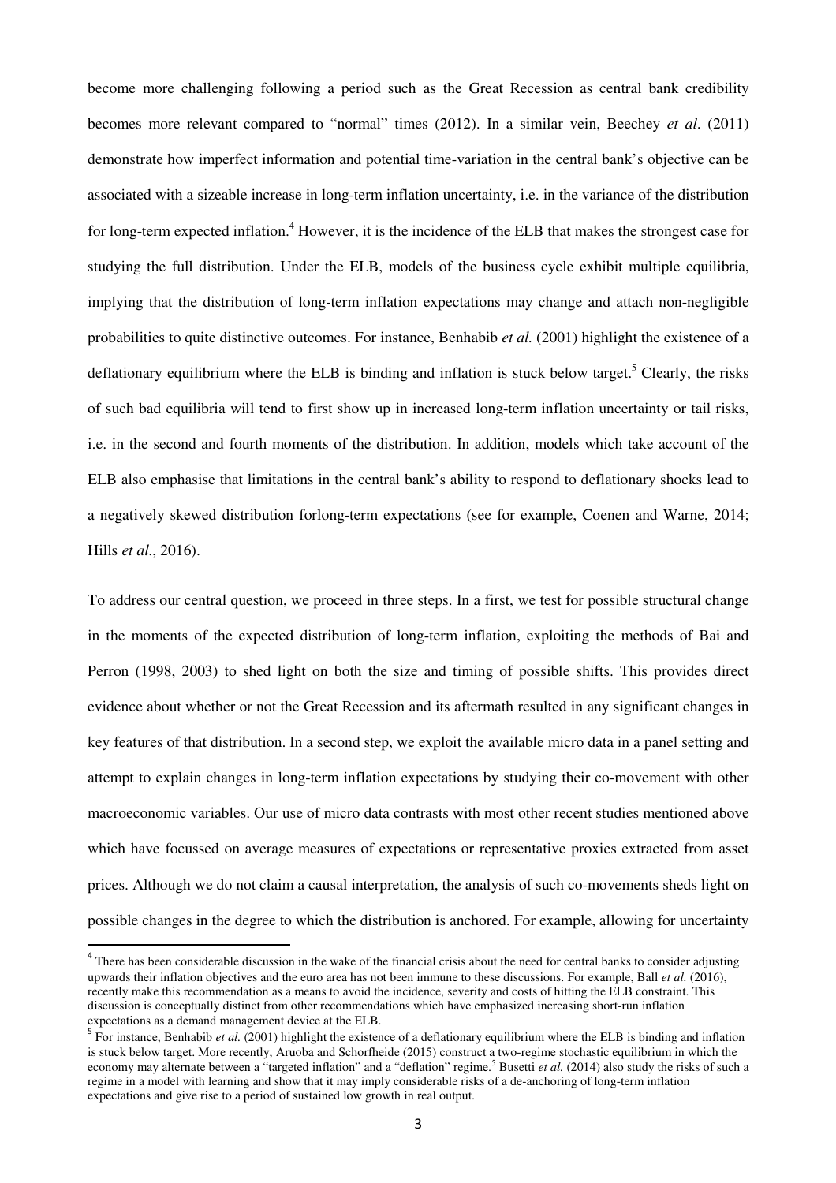become more challenging following a period such as the Great Recession as central bank credibility becomes more relevant compared to "normal" times (2012). In a similar vein, Beechey *et al.* (2011) demonstrate how imperfect information and potential time-variation in the central bank's objective can be associated with a sizeable increase in long-term inflation uncertainty, i.e. in the variance of the distribution for long-term expected inflation.[4] However, it is the incidence of the ELB that makes the strongest case for studying the full distribution. Under the ELB, models of the business cycle exhibit multiple equilibria, implying that the distribution of long-term inflation expectations may change and attach non-negligible probabilities to quite distinctive outcomes. For instance, Benhabib *et al.* (2001) highlight the existence of a deflationary equilibrium where the ELB is binding and inflation is stuck below target.[5] Clearly, the risks of such bad equilibria will tend to first show up in increased long-term inflation uncertainty or tail risks, i.e. in the second and fourth moments of the distribution. In addition, models which take account of the ELB also emphasise that limitations in the central bank's ability to respond to deflationary shocks lead to a negatively skewed distribution forlong-term expectations (see for example, Coenen and Warne, 2014; Hills *et al.*, 2016).

To address our central question, we proceed in three steps. In a first, we test for possible structural change in the moments of the expected distribution of long-term inflation, exploiting the methods of Bai and Perron (1998, 2003) to shed light on both the size and timing of possible shifts. This provides direct evidence about whether or not the Great Recession and its aftermath resulted in any significant changes in key features of that distribution. In a second step, we exploit the available micro data in a panel setting and attempt to explain changes in long-term inflation expectations by studying their co-movement with other macroeconomic variables. Our use of micro data contrasts with most other recent studies mentioned above which have focussed on average measures of expectations or representative proxies extracted from asset prices. Although we do not claim a causal interpretation, the analysis of such co-movements sheds light on possible changes in the degree to which the distribution is anchored. For example, allowing for uncertainty

---

[4] There has been considerable discussion in the wake of the financial crisis about the need for central banks to consider adjusting upwards their inflation objectives and the euro area has not been immune to these discussions. For example, Ball *et al.* (2016), recently make this recommendation as a means to avoid the incidence, severity and costs of hitting the ELB constraint. This discussion is conceptually distinct from other recommendations which have emphasized increasing short-run inflation expectations as a demand management device at the ELB.

[5] For instance, Benhabib *et al.* (2001) highlight the existence of a deflationary equilibrium where the ELB is binding and inflation is stuck below target. More recently, Aruoba and Schorfheide (2015) construct a two-regime stochastic equilibrium in which the economy may alternate between a "targeted inflation" and a "deflation" regime.[5] Busetti *et al.* (2014) also study the risks of such a regime in a model with learning and show that it may imply considerable risks of a de-anchoring of long-term inflation expectations and give rise to a period of sustained low growth in real output.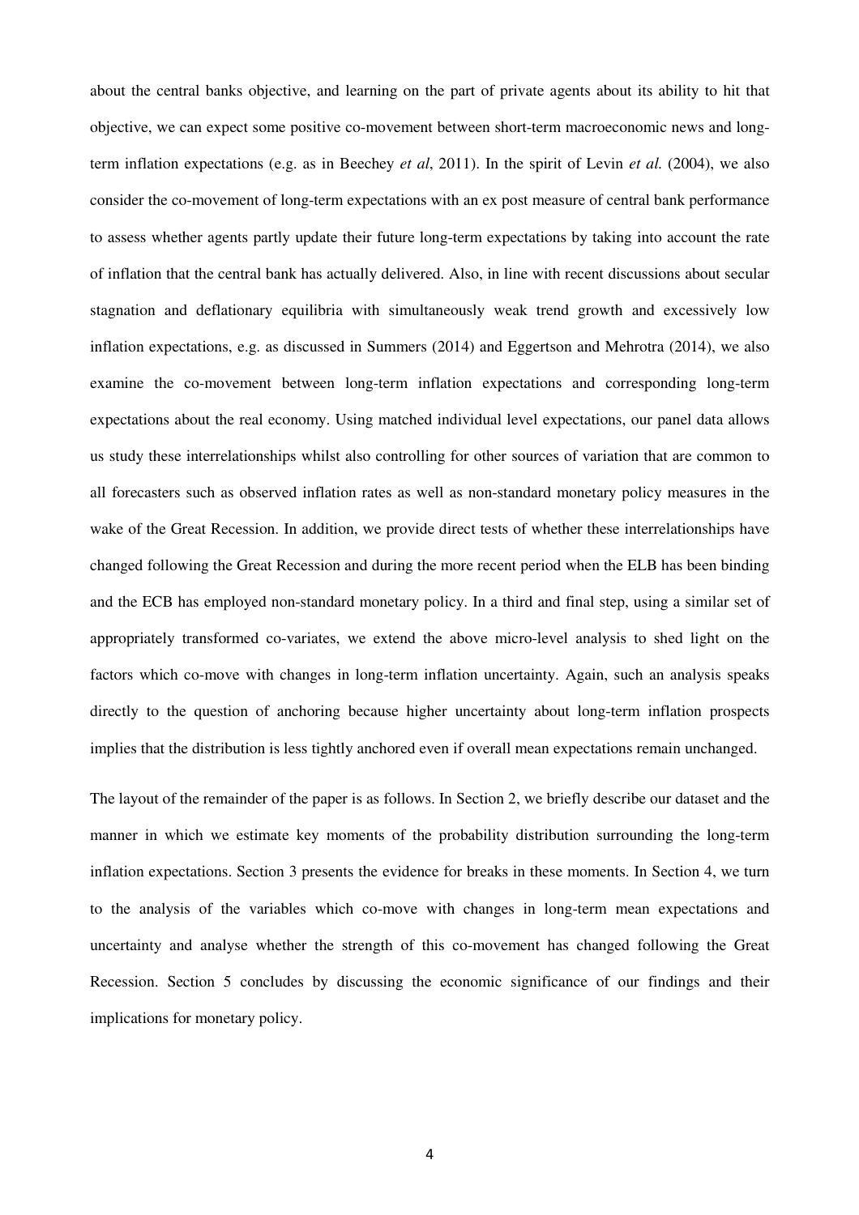about the central banks objective, and learning on the part of private agents about its ability to hit that objective, we can expect some positive co-movement between short-term macroeconomic news and long-term inflation expectations (e.g. as in Beechey *et al*, 2011). In the spirit of Levin *et al.* (2004), we also consider the co-movement of long-term expectations with an ex post measure of central bank performance to assess whether agents partly update their future long-term expectations by taking into account the rate of inflation that the central bank has actually delivered. Also, in line with recent discussions about secular stagnation and deflationary equilibria with simultaneously weak trend growth and excessively low inflation expectations, e.g. as discussed in Summers (2014) and Eggertson and Mehrotra (2014), we also examine the co-movement between long-term inflation expectations and corresponding long-term expectations about the real economy. Using matched individual level expectations, our panel data allows us study these interrelationships whilst also controlling for other sources of variation that are common to all forecasters such as observed inflation rates as well as non-standard monetary policy measures in the wake of the Great Recession. In addition, we provide direct tests of whether these interrelationships have changed following the Great Recession and during the more recent period when the ELB has been binding and the ECB has employed non-standard monetary policy. In a third and final step, using a similar set of appropriately transformed co-variates, we extend the above micro-level analysis to shed light on the factors which co-move with changes in long-term inflation uncertainty. Again, such an analysis speaks directly to the question of anchoring because higher uncertainty about long-term inflation prospects implies that the distribution is less tightly anchored even if overall mean expectations remain unchanged.

The layout of the remainder of the paper is as follows. In Section 2, we briefly describe our dataset and the manner in which we estimate key moments of the probability distribution surrounding the long-term inflation expectations. Section 3 presents the evidence for breaks in these moments. In Section 4, we turn to the analysis of the variables which co-move with changes in long-term mean expectations and uncertainty and analyse whether the strength of this co-movement has changed following the Great Recession. Section 5 concludes by discussing the economic significance of our findings and their implications for monetary policy.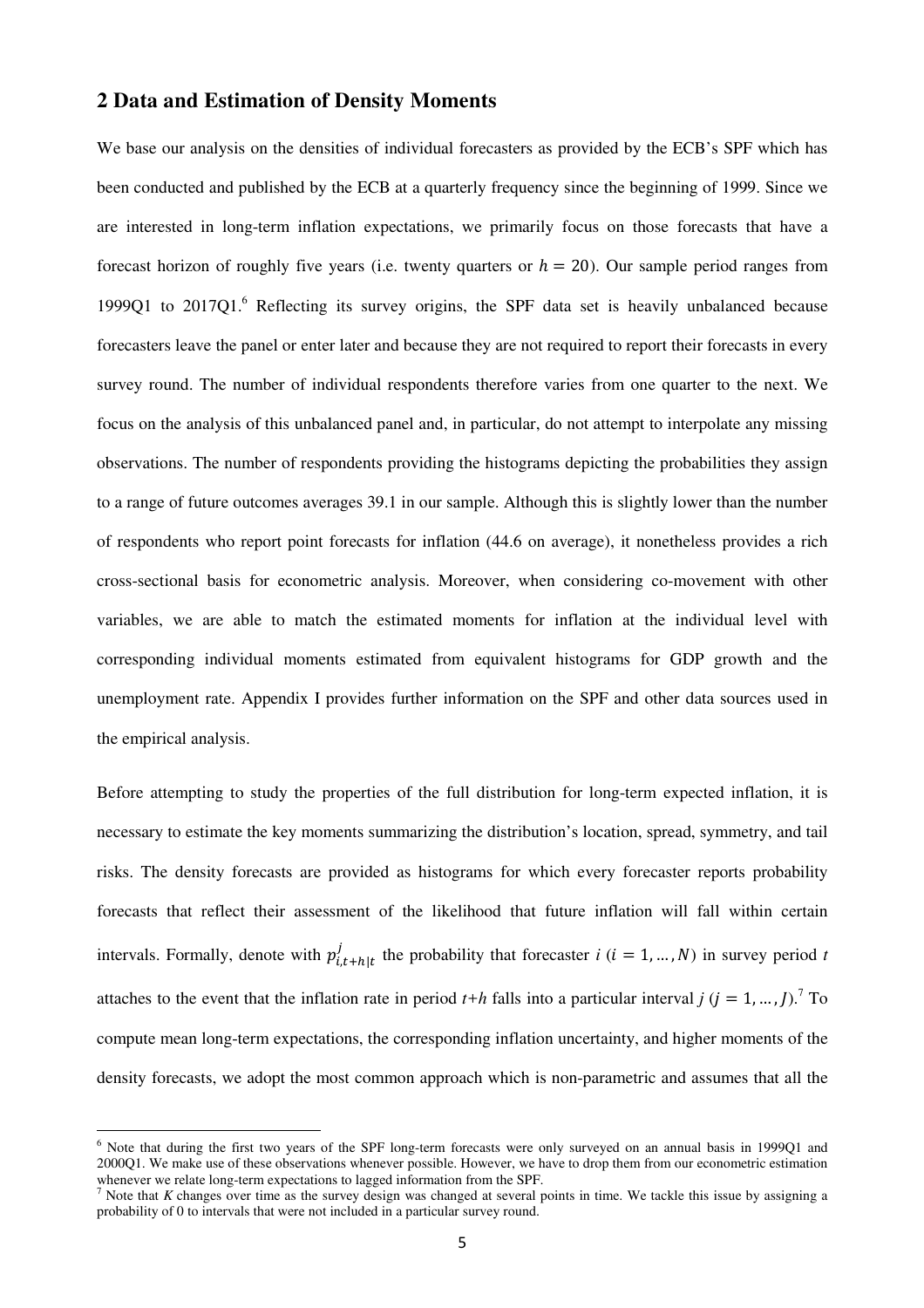## 2 Data and Estimation of Density Moments

We base our analysis on the densities of individual forecasters as provided by the ECB's SPF which has been conducted and published by the ECB at a quarterly frequency since the beginning of 1999. Since we are interested in long-term inflation expectations, we primarily focus on those forecasts that have a forecast horizon of roughly five years (i.e. twenty quarters or $h = 20$). Our sample period ranges from 1999Q1 to 2017Q1.[6] Reflecting its survey origins, the SPF data set is heavily unbalanced because forecasters leave the panel or enter later and because they are not required to report their forecasts in every survey round. The number of individual respondents therefore varies from one quarter to the next. We focus on the analysis of this unbalanced panel and, in particular, do not attempt to interpolate any missing observations. The number of respondents providing the histograms depicting the probabilities they assign to a range of future outcomes averages 39.1 in our sample. Although this is slightly lower than the number of respondents who report point forecasts for inflation (44.6 on average), it nonetheless provides a rich cross-sectional basis for econometric analysis. Moreover, when considering co-movement with other variables, we are able to match the estimated moments for inflation at the individual level with corresponding individual moments estimated from equivalent histograms for GDP growth and the unemployment rate. Appendix I provides further information on the SPF and other data sources used in the empirical analysis.

Before attempting to study the properties of the full distribution for long-term expected inflation, it is necessary to estimate the key moments summarizing the distribution's location, spread, symmetry, and tail risks. The density forecasts are provided as histograms for which every forecaster reports probability forecasts that reflect their assessment of the likelihood that future inflation will fall within certain intervals. Formally, denote with $p^{j}_{i,t+h|t}$ the probability that forecaster $i$ ($i = 1, \dots, N$) in survey period $t$ attaches to the event that the inflation rate in period $t$+$h$ falls into a particular interval $j$ ($j = 1, \dots, J$).[7] To compute mean long-term expectations, the corresponding inflation uncertainty, and higher moments of the density forecasts, we adopt the most common approach which is non-parametric and assumes that all the

---

[6] Note that during the first two years of the SPF long-term forecasts were only surveyed on an annual basis in 1999Q1 and 2000Q1. We make use of these observations whenever possible. However, we have to drop them from our econometric estimation whenever we relate long-term expectations to lagged information from the SPF.

[7] Note that $K$ changes over time as the survey design was changed at several points in time. We tackle this issue by assigning a probability of 0 to intervals that were not included in a particular survey round.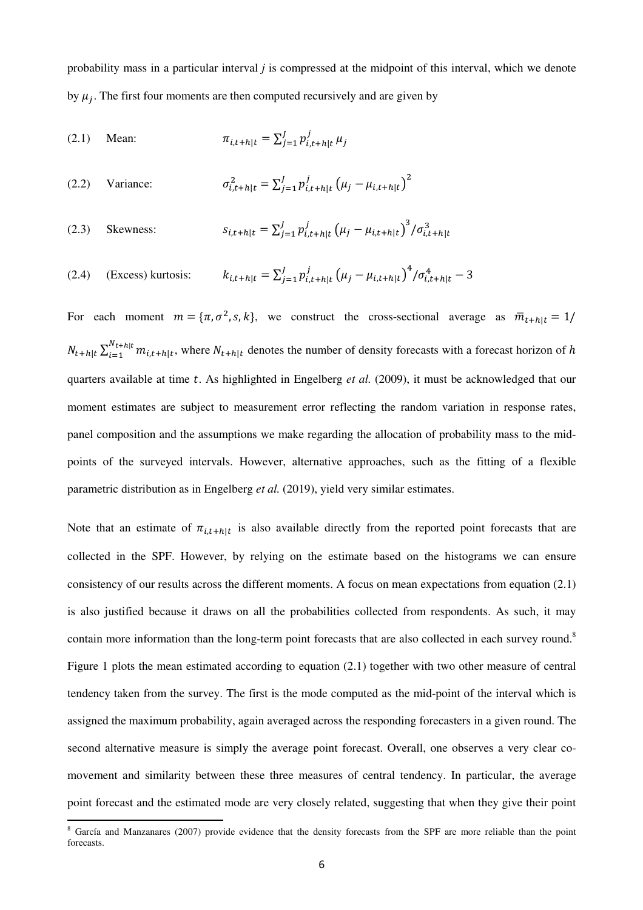probability mass in a particular interval $j$ is compressed at the midpoint of this interval, which we denote by $\mu_j$. The first four moments are then computed recursively and are given by

(2.1) Mean: $$\pi_{i,t+h|t} = \sum_{j=1}^{J} p_{i,t+h|t}^{j} \mu_j$$

(2.2) Variance: $$\sigma_{i,t+h|t}^2 = \sum_{j=1}^{J} p_{i,t+h|t}^{j} \left(\mu_j - \mu_{i,t+h|t}\right)^2$$

(2.3) Skewness: $$s_{i,t+h|t} = \sum_{j=1}^{J} p_{i,t+h|t}^{j} \left(\mu_j - \mu_{i,t+h|t}\right)^3 / \sigma_{i,t+h|t}^3$$

(2.4) (Excess) kurtosis: $$k_{i,t+h|t} = \sum_{j=1}^{J} p_{i,t+h|t}^{j} \left(\mu_j - \mu_{i,t+h|t}\right)^4 / \sigma_{i,t+h|t}^4 - 3$$

For each moment $m = \{\pi, \sigma^2, s, k\}$, we construct the cross-sectional average as $\bar{m}_{t+h|t} = 1/N_{t+h|t} \sum_{i=1}^{N_{t+h|t}} m_{i,t+h|t}$, where $N_{t+h|t}$ denotes the number of density forecasts with a forecast horizon of $h$ quarters available at time $t$. As highlighted in Engelberg *et al.* (2009), it must be acknowledged that our moment estimates are subject to measurement error reflecting the random variation in response rates, panel composition and the assumptions we make regarding the allocation of probability mass to the mid-points of the surveyed intervals. However, alternative approaches, such as the fitting of a flexible parametric distribution as in Engelberg *et al.* (2019), yield very similar estimates.

Note that an estimate of $\pi_{i,t+h|t}$ is also available directly from the reported point forecasts that are collected in the SPF. However, by relying on the estimate based on the histograms we can ensure consistency of our results across the different moments. A focus on mean expectations from equation (2.1) is also justified because it draws on all the probabilities collected from respondents. As such, it may contain more information than the long-term point forecasts that are also collected in each survey round.[8] Figure 1 plots the mean estimated according to equation (2.1) together with two other measure of central tendency taken from the survey. The first is the mode computed as the mid-point of the interval which is assigned the maximum probability, again averaged across the responding forecasters in a given round. The second alternative measure is simply the average point forecast. Overall, one observes a very clear co-movement and similarity between these three measures of central tendency. In particular, the average point forecast and the estimated mode are very closely related, suggesting that when they give their point

[8] García and Manzanares (2007) provide evidence that the density forecasts from the SPF are more reliable than the point forecasts.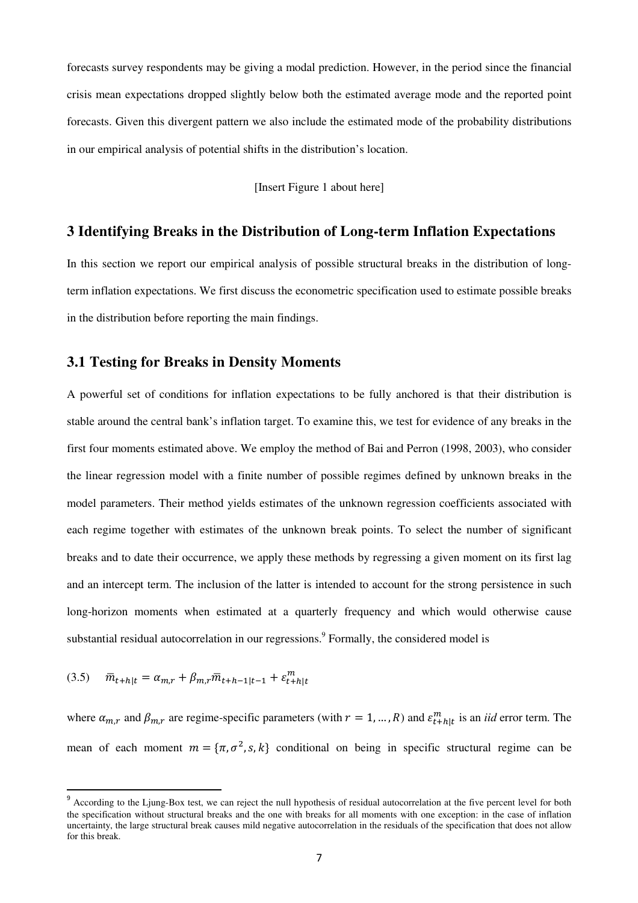forecasts survey respondents may be giving a modal prediction. However, in the period since the financial crisis mean expectations dropped slightly below both the estimated average mode and the reported point forecasts. Given this divergent pattern we also include the estimated mode of the probability distributions in our empirical analysis of potential shifts in the distribution's location.

[Insert Figure 1 about here]

## 3 Identifying Breaks in the Distribution of Long-term Inflation Expectations

In this section we report our empirical analysis of possible structural breaks in the distribution of long-term inflation expectations. We first discuss the econometric specification used to estimate possible breaks in the distribution before reporting the main findings.

### 3.1 Testing for Breaks in Density Moments

A powerful set of conditions for inflation expectations to be fully anchored is that their distribution is stable around the central bank's inflation target. To examine this, we test for evidence of any breaks in the first four moments estimated above. We employ the method of Bai and Perron (1998, 2003), who consider the linear regression model with a finite number of possible regimes defined by unknown breaks in the model parameters. Their method yields estimates of the unknown regression coefficients associated with each regime together with estimates of the unknown break points. To select the number of significant breaks and to date their occurrence, we apply these methods by regressing a given moment on its first lag and an intercept term. The inclusion of the latter is intended to account for the strong persistence in such long-horizon moments when estimated at a quarterly frequency and which would otherwise cause substantial residual autocorrelation in our regressions.[9] Formally, the considered model is

$$(3.5) \quad \bar{m}_{t+h|t} = \alpha_{m,r} + \beta_{m,r}\bar{m}_{t+h-1|t-1} + \varepsilon^{m}_{t+h|t}$$

where $\alpha_{m,r}$ and $\beta_{m,r}$ are regime-specific parameters (with $r = 1, \ldots, R$) and $\varepsilon^{m}_{t+h|t}$ is an *iid* error term. The mean of each moment $m = \{\pi, \sigma^2, s, k\}$ conditional on being in specific structural regime can be

[9] According to the Ljung-Box test, we can reject the null hypothesis of residual autocorrelation at the five percent level for both the specification without structural breaks and the one with breaks for all moments with one exception: in the case of inflation uncertainty, the large structural break causes mild negative autocorrelation in the residuals of the specification that does not allow for this break.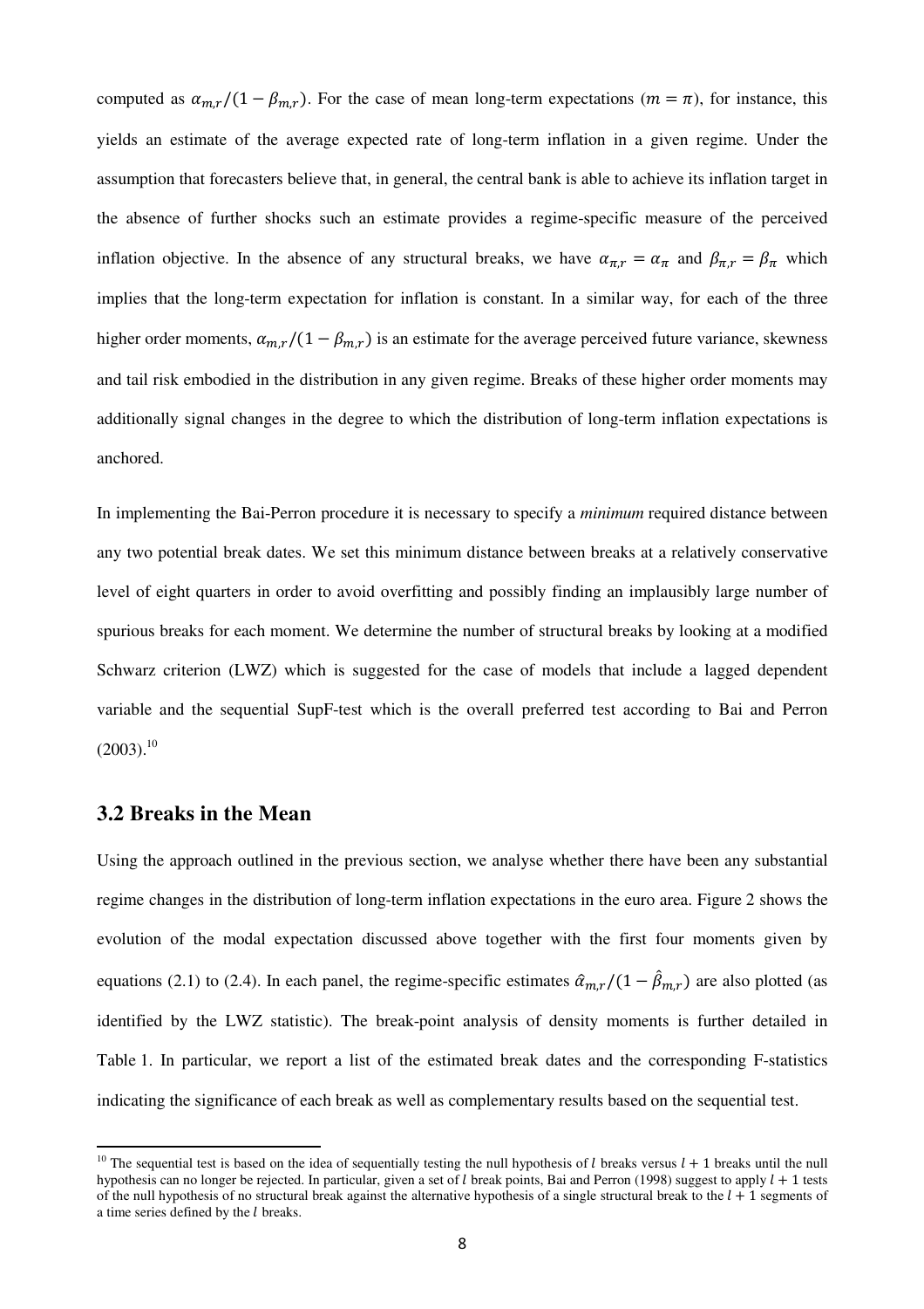computed as $\alpha_{m,r}/(1-\beta_{m,r})$. For the case of mean long-term expectations ($m=\pi$), for instance, this yields an estimate of the average expected rate of long-term inflation in a given regime. Under the assumption that forecasters believe that, in general, the central bank is able to achieve its inflation target in the absence of further shocks such an estimate provides a regime-specific measure of the perceived inflation objective. In the absence of any structural breaks, we have $\alpha_{\pi,r}=\alpha_{\pi}$ and $\beta_{\pi,r}=\beta_{\pi}$ which implies that the long-term expectation for inflation is constant. In a similar way, for each of the three higher order moments, $\alpha_{m,r}/(1-\beta_{m,r})$ is an estimate for the average perceived future variance, skewness and tail risk embodied in the distribution in any given regime. Breaks of these higher order moments may additionally signal changes in the degree to which the distribution of long-term inflation expectations is anchored.

In implementing the Bai-Perron procedure it is necessary to specify a *minimum* required distance between any two potential break dates. We set this minimum distance between breaks at a relatively conservative level of eight quarters in order to avoid overfitting and possibly finding an implausibly large number of spurious breaks for each moment. We determine the number of structural breaks by looking at a modified Schwarz criterion (LWZ) which is suggested for the case of models that include a lagged dependent variable and the sequential SupF-test which is the overall preferred test according to Bai and Perron (2003).[10]

## 3.2 Breaks in the Mean

Using the approach outlined in the previous section, we analyse whether there have been any substantial regime changes in the distribution of long-term inflation expectations in the euro area. Figure 2 shows the evolution of the modal expectation discussed above together with the first four moments given by equations (2.1) to (2.4). In each panel, the regime-specific estimates $\hat{\alpha}_{m,r}/(1-\hat{\beta}_{m,r})$ are also plotted (as identified by the LWZ statistic). The break-point analysis of density moments is further detailed in Table 1. In particular, we report a list of the estimated break dates and the corresponding F-statistics indicating the significance of each break as well as complementary results based on the sequential test.

[10] The sequential test is based on the idea of sequentially testing the null hypothesis of $l$ breaks versus $l+1$ breaks until the null hypothesis can no longer be rejected. In particular, given a set of $l$ break points, Bai and Perron (1998) suggest to apply $l+1$ tests of the null hypothesis of no structural break against the alternative hypothesis of a single structural break to the $l+1$ segments of a time series defined by the $l$ breaks.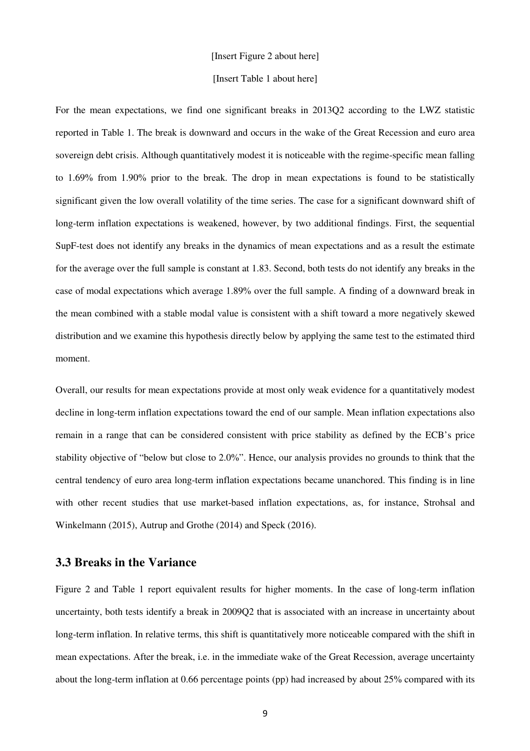[Insert Figure 2 about here]

[Insert Table 1 about here]

For the mean expectations, we find one significant breaks in 2013Q2 according to the LWZ statistic reported in Table 1. The break is downward and occurs in the wake of the Great Recession and euro area sovereign debt crisis. Although quantitatively modest it is noticeable with the regime-specific mean falling to 1.69% from 1.90% prior to the break. The drop in mean expectations is found to be statistically significant given the low overall volatility of the time series. The case for a significant downward shift of long-term inflation expectations is weakened, however, by two additional findings. First, the sequential SupF-test does not identify any breaks in the dynamics of mean expectations and as a result the estimate for the average over the full sample is constant at 1.83. Second, both tests do not identify any breaks in the case of modal expectations which average 1.89% over the full sample. A finding of a downward break in the mean combined with a stable modal value is consistent with a shift toward a more negatively skewed distribution and we examine this hypothesis directly below by applying the same test to the estimated third moment.

Overall, our results for mean expectations provide at most only weak evidence for a quantitatively modest decline in long-term inflation expectations toward the end of our sample. Mean inflation expectations also remain in a range that can be considered consistent with price stability as defined by the ECB's price stability objective of "below but close to 2.0%". Hence, our analysis provides no grounds to think that the central tendency of euro area long-term inflation expectations became unanchored. This finding is in line with other recent studies that use market-based inflation expectations, as, for instance, Strohsal and Winkelmann (2015), Autrup and Grothe (2014) and Speck (2016).

### 3.3 Breaks in the Variance

Figure 2 and Table 1 report equivalent results for higher moments. In the case of long-term inflation uncertainty, both tests identify a break in 2009Q2 that is associated with an increase in uncertainty about long-term inflation. In relative terms, this shift is quantitatively more noticeable compared with the shift in mean expectations. After the break, i.e. in the immediate wake of the Great Recession, average uncertainty about the long-term inflation at 0.66 percentage points (pp) had increased by about 25% compared with its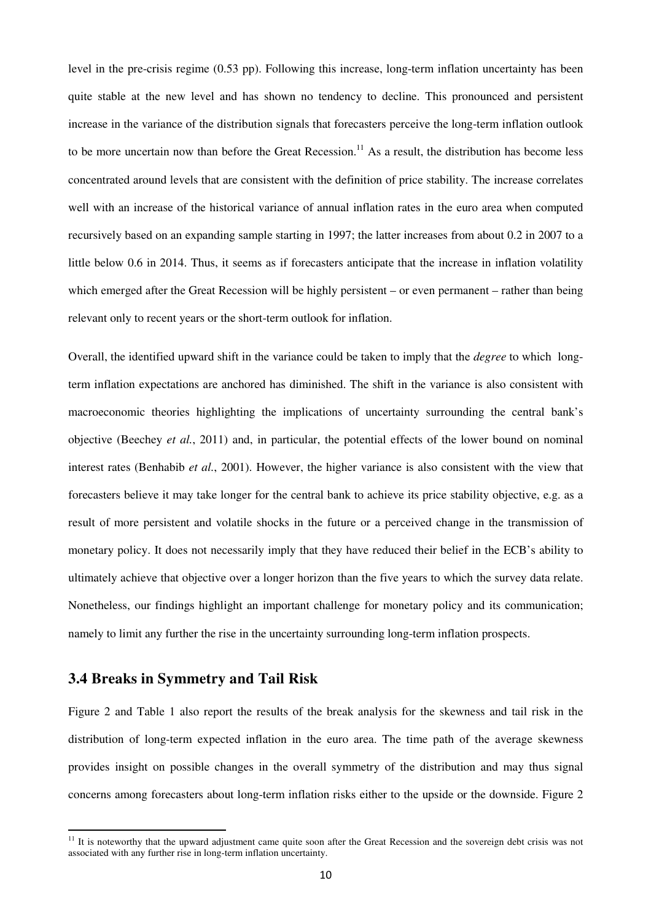level in the pre-crisis regime (0.53 pp). Following this increase, long-term inflation uncertainty has been quite stable at the new level and has shown no tendency to decline. This pronounced and persistent increase in the variance of the distribution signals that forecasters perceive the long-term inflation outlook to be more uncertain now than before the Great Recession.[11] As a result, the distribution has become less concentrated around levels that are consistent with the definition of price stability. The increase correlates well with an increase of the historical variance of annual inflation rates in the euro area when computed recursively based on an expanding sample starting in 1997; the latter increases from about 0.2 in 2007 to a little below 0.6 in 2014. Thus, it seems as if forecasters anticipate that the increase in inflation volatility which emerged after the Great Recession will be highly persistent – or even permanent – rather than being relevant only to recent years or the short-term outlook for inflation.

Overall, the identified upward shift in the variance could be taken to imply that the *degree* to which long-term inflation expectations are anchored has diminished. The shift in the variance is also consistent with macroeconomic theories highlighting the implications of uncertainty surrounding the central bank's objective (Beechey *et al.*, 2011) and, in particular, the potential effects of the lower bound on nominal interest rates (Benhabib *et al.*, 2001). However, the higher variance is also consistent with the view that forecasters believe it may take longer for the central bank to achieve its price stability objective, e.g. as a result of more persistent and volatile shocks in the future or a perceived change in the transmission of monetary policy. It does not necessarily imply that they have reduced their belief in the ECB's ability to ultimately achieve that objective over a longer horizon than the five years to which the survey data relate. Nonetheless, our findings highlight an important challenge for monetary policy and its communication; namely to limit any further the rise in the uncertainty surrounding long-term inflation prospects.

## 3.4 Breaks in Symmetry and Tail Risk

Figure 2 and Table 1 also report the results of the break analysis for the skewness and tail risk in the distribution of long-term expected inflation in the euro area. The time path of the average skewness provides insight on possible changes in the overall symmetry of the distribution and may thus signal concerns among forecasters about long-term inflation risks either to the upside or the downside. Figure 2

[11] It is noteworthy that the upward adjustment came quite soon after the Great Recession and the sovereign debt crisis was not associated with any further rise in long-term inflation uncertainty.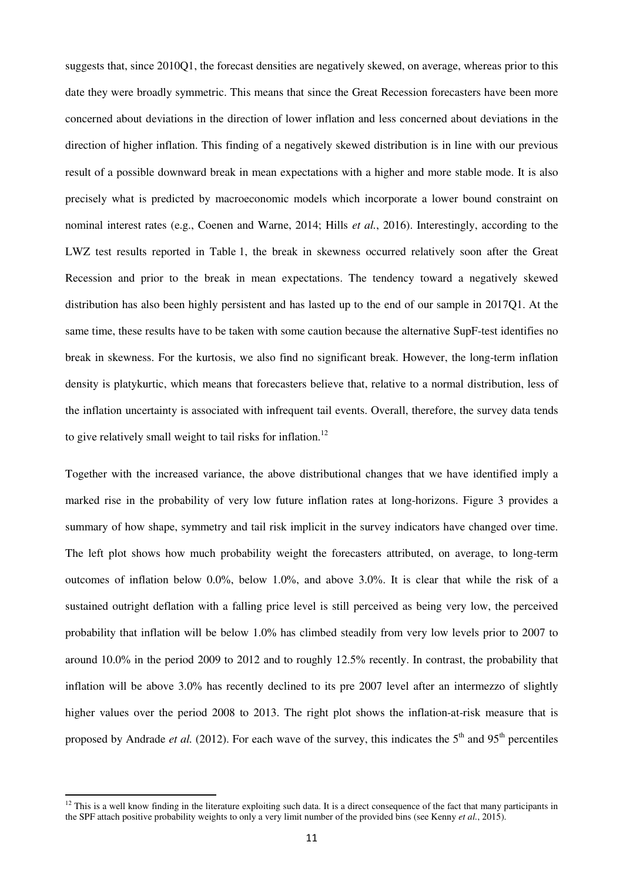suggests that, since 2010Q1, the forecast densities are negatively skewed, on average, whereas prior to this date they were broadly symmetric. This means that since the Great Recession forecasters have been more concerned about deviations in the direction of lower inflation and less concerned about deviations in the direction of higher inflation. This finding of a negatively skewed distribution is in line with our previous result of a possible downward break in mean expectations with a higher and more stable mode. It is also precisely what is predicted by macroeconomic models which incorporate a lower bound constraint on nominal interest rates (e.g., Coenen and Warne, 2014; Hills *et al.*, 2016). Interestingly, according to the LWZ test results reported in Table 1, the break in skewness occurred relatively soon after the Great Recession and prior to the break in mean expectations. The tendency toward a negatively skewed distribution has also been highly persistent and has lasted up to the end of our sample in 2017Q1. At the same time, these results have to be taken with some caution because the alternative SupF-test identifies no break in skewness. For the kurtosis, we also find no significant break. However, the long-term inflation density is platykurtic, which means that forecasters believe that, relative to a normal distribution, less of the inflation uncertainty is associated with infrequent tail events. Overall, therefore, the survey data tends to give relatively small weight to tail risks for inflation.[12]

Together with the increased variance, the above distributional changes that we have identified imply a marked rise in the probability of very low future inflation rates at long-horizons. Figure 3 provides a summary of how shape, symmetry and tail risk implicit in the survey indicators have changed over time. The left plot shows how much probability weight the forecasters attributed, on average, to long-term outcomes of inflation below 0.0%, below 1.0%, and above 3.0%. It is clear that while the risk of a sustained outright deflation with a falling price level is still perceived as being very low, the perceived probability that inflation will be below 1.0% has climbed steadily from very low levels prior to 2007 to around 10.0% in the period 2009 to 2012 and to roughly 12.5% recently. In contrast, the probability that inflation will be above 3.0% has recently declined to its pre 2007 level after an intermezzo of slightly higher values over the period 2008 to 2013. The right plot shows the inflation-at-risk measure that is proposed by Andrade *et al.* (2012). For each wave of the survey, this indicates the 5th and 95th percentiles

[12] This is a well know finding in the literature exploiting such data. It is a direct consequence of the fact that many participants in the SPF attach positive probability weights to only a very limit number of the provided bins (see Kenny *et al.*, 2015).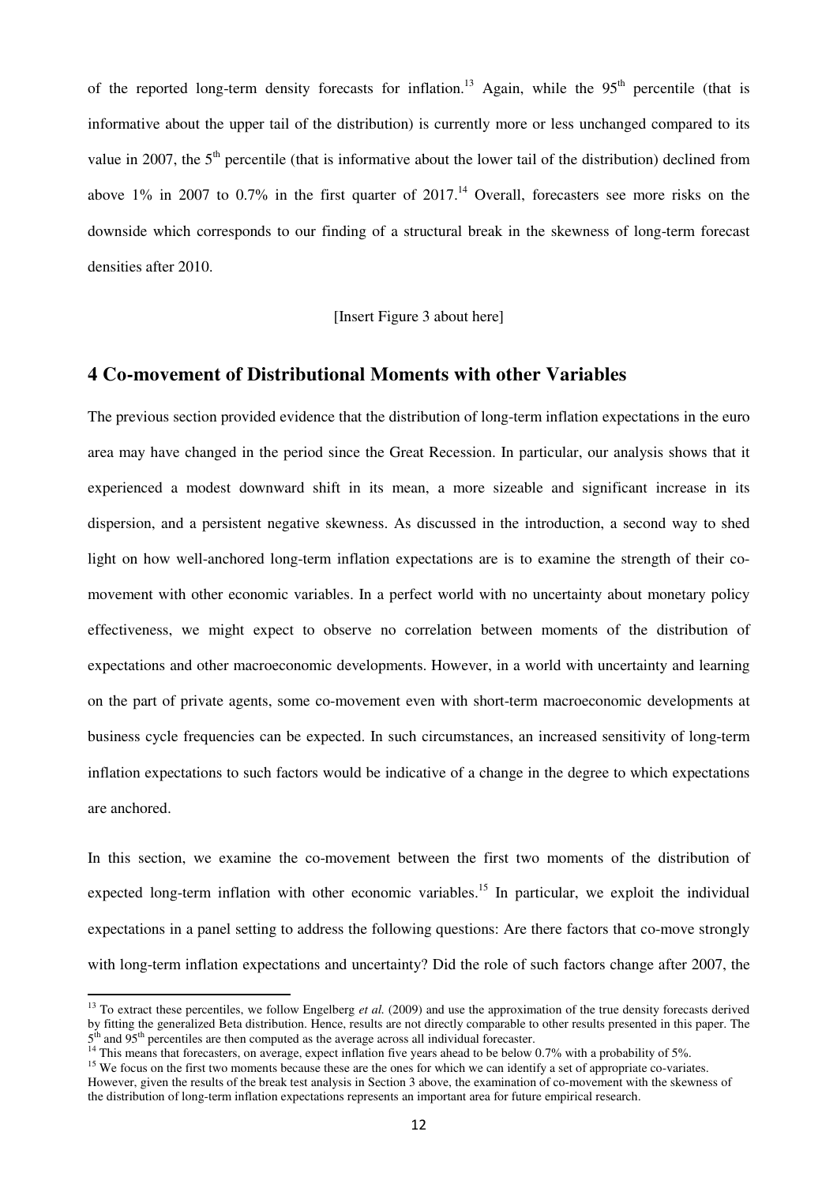of the reported long-term density forecasts for inflation.[13] Again, while the 95th percentile (that is informative about the upper tail of the distribution) is currently more or less unchanged compared to its value in 2007, the 5th percentile (that is informative about the lower tail of the distribution) declined from above 1% in 2007 to 0.7% in the first quarter of 2017.[14] Overall, forecasters see more risks on the downside which corresponds to our finding of a structural break in the skewness of long-term forecast densities after 2010.

[Insert Figure 3 about here]

## 4 Co-movement of Distributional Moments with other Variables

The previous section provided evidence that the distribution of long-term inflation expectations in the euro area may have changed in the period since the Great Recession. In particular, our analysis shows that it experienced a modest downward shift in its mean, a more sizeable and significant increase in its dispersion, and a persistent negative skewness. As discussed in the introduction, a second way to shed light on how well-anchored long-term inflation expectations are is to examine the strength of their co-movement with other economic variables. In a perfect world with no uncertainty about monetary policy effectiveness, we might expect to observe no correlation between moments of the distribution of expectations and other macroeconomic developments. However, in a world with uncertainty and learning on the part of private agents, some co-movement even with short-term macroeconomic developments at business cycle frequencies can be expected. In such circumstances, an increased sensitivity of long-term inflation expectations to such factors would be indicative of a change in the degree to which expectations are anchored.

In this section, we examine the co-movement between the first two moments of the distribution of expected long-term inflation with other economic variables.[15] In particular, we exploit the individual expectations in a panel setting to address the following questions: Are there factors that co-move strongly with long-term inflation expectations and uncertainty? Did the role of such factors change after 2007, the

---

[13] To extract these percentiles, we follow Engelberg *et al.* (2009) and use the approximation of the true density forecasts derived by fitting the generalized Beta distribution. Hence, results are not directly comparable to other results presented in this paper. The 5th and 95th percentiles are then computed as the average across all individual forecaster.

[14] This means that forecasters, on average, expect inflation five years ahead to be below 0.7% with a probability of 5%.

[15] We focus on the first two moments because these are the ones for which we can identify a set of appropriate co-variates. However, given the results of the break test analysis in Section 3 above, the examination of co-movement with the skewness of the distribution of long-term inflation expectations represents an important area for future empirical research.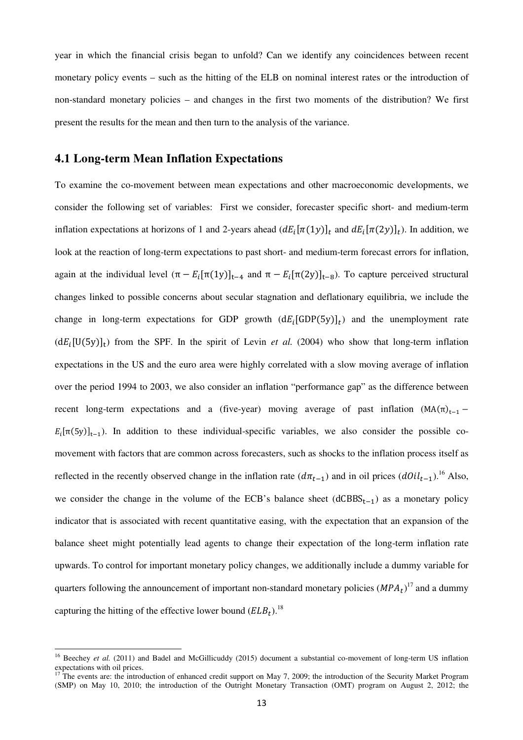year in which the financial crisis began to unfold? Can we identify any coincidences between recent monetary policy events – such as the hitting of the ELB on nominal interest rates or the introduction of non-standard monetary policies – and changes in the first two moments of the distribution? We first present the results for the mean and then turn to the analysis of the variance.

## 4.1 Long-term Mean Inflation Expectations

To examine the co-movement between mean expectations and other macroeconomic developments, we consider the following set of variables: First we consider, forecaster specific short- and medium-term inflation expectations at horizons of 1 and 2-years ahead ($dE_i[\pi(1y)]_t$ and $dE_i[\pi(2y)]_t$). In addition, we look at the reaction of long-term expectations to past short- and medium-term forecast errors for inflation, again at the individual level ($\pi - E_i[\pi(1y)]_{t-4}$ and $\pi - E_i[\pi(2y)]_{t-8}$). To capture perceived structural changes linked to possible concerns about secular stagnation and deflationary equilibria, we include the change in long-term expectations for GDP growth ($dE_i[GDP(5y)]_t$) and the unemployment rate ($dE_i[U(5y)]_t$) from the SPF. In the spirit of Levin *et al.* (2004) who show that long-term inflation expectations in the US and the euro area were highly correlated with a slow moving average of inflation over the period 1994 to 2003, we also consider an inflation "performance gap" as the difference between recent long-term expectations and a (five-year) moving average of past inflation ($MA(\pi)_{t-1} - E_i[\pi(5y)]_{t-1}$). In addition to these individual-specific variables, we also consider the possible co-movement with factors that are common across forecasters, such as shocks to the inflation process itself as reflected in the recently observed change in the inflation rate ($d\pi_{t-1}$) and in oil prices ($dOil_{t-1}$).[16] Also, we consider the change in the volume of the ECB's balance sheet ($dCBBS_{t-1}$) as a monetary policy indicator that is associated with recent quantitative easing, with the expectation that an expansion of the balance sheet might potentially lead agents to change their expectation of the long-term inflation rate upwards. To control for important monetary policy changes, we additionally include a dummy variable for quarters following the announcement of important non-standard monetary policies ($MPA_t$)[17] and a dummy capturing the hitting of the effective lower bound ($ELB_t$).[18]

---

[16] Beechey *et al.* (2011) and Badel and McGillicuddy (2015) document a substantial co-movement of long-term US inflation expectations with oil prices.

[17] The events are: the introduction of enhanced credit support on May 7, 2009; the introduction of the Security Market Program (SMP) on May 10, 2010; the introduction of the Outright Monetary Transaction (OMT) program on August 2, 2012; the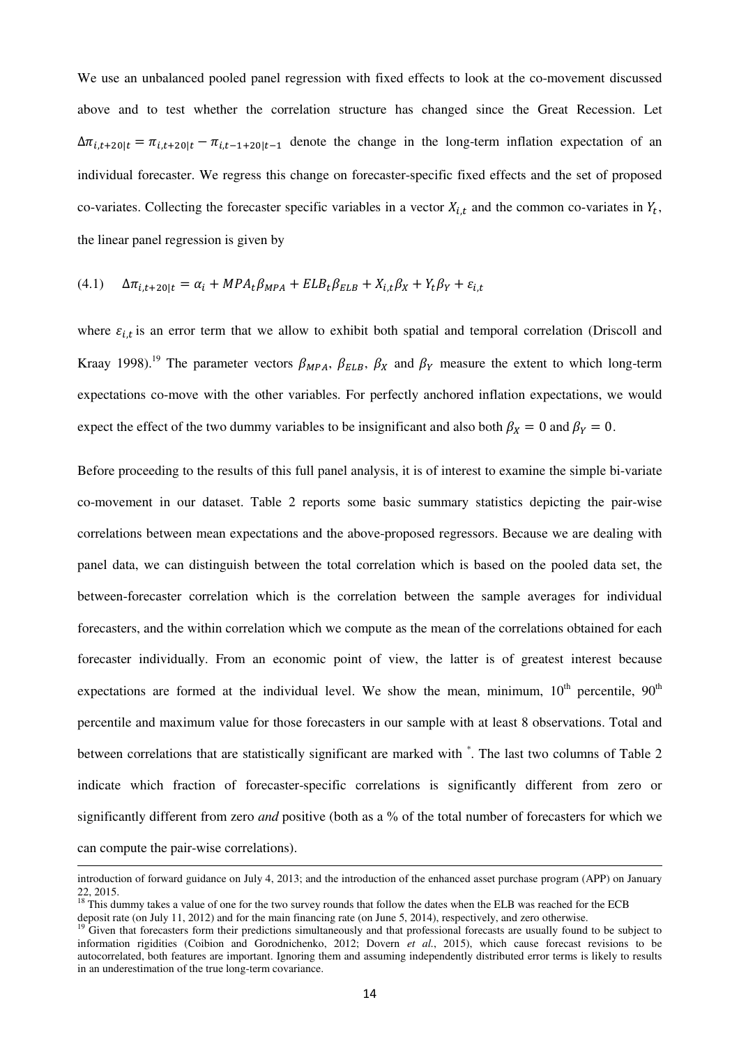We use an unbalanced pooled panel regression with fixed effects to look at the co-movement discussed above and to test whether the correlation structure has changed since the Great Recession. Let $\Delta\pi_{i,t+20|t} = \pi_{i,t+20|t} - \pi_{i,t-1+20|t-1}$ denote the change in the long-term inflation expectation of an individual forecaster. We regress this change on forecaster-specific fixed effects and the set of proposed co-variates. Collecting the forecaster specific variables in a vector $X_{i,t}$ and the common co-variates in $Y_t$, the linear panel regression is given by

$$(4.1) \quad \Delta\pi_{i,t+20|t} = \alpha_i + MPA_t\beta_{MPA} + ELB_t\beta_{ELB} + X_{i,t}\beta_X + Y_t\beta_Y + \varepsilon_{i,t}$$

where $\varepsilon_{i,t}$ is an error term that we allow to exhibit both spatial and temporal correlation (Driscoll and Kraay 1998).[19] The parameter vectors $\beta_{MPA}$, $\beta_{ELB}$, $\beta_X$ and $\beta_Y$ measure the extent to which long-term expectations co-move with the other variables. For perfectly anchored inflation expectations, we would expect the effect of the two dummy variables to be insignificant and also both $\beta_X = 0$ and $\beta_Y = 0$.

Before proceeding to the results of this full panel analysis, it is of interest to examine the simple bi-variate co-movement in our dataset. Table 2 reports some basic summary statistics depicting the pair-wise correlations between mean expectations and the above-proposed regressors. Because we are dealing with panel data, we can distinguish between the total correlation which is based on the pooled data set, the between-forecaster correlation which is the correlation between the sample averages for individual forecasters, and the within correlation which we compute as the mean of the correlations obtained for each forecaster individually. From an economic point of view, the latter is of greatest interest because expectations are formed at the individual level. We show the mean, minimum, 10th percentile, 90th percentile and maximum value for those forecasters in our sample with at least 8 observations. Total and between correlations that are statistically significant are marked with *. The last two columns of Table 2 indicate which fraction of forecaster-specific correlations is significantly different from zero or significantly different from zero *and* positive (both as a % of the total number of forecasters for which we can compute the pair-wise correlations).

---

introduction of forward guidance on July 4, 2013; and the introduction of the enhanced asset purchase program (APP) on January 22, 2015.

[18] This dummy takes a value of one for the two survey rounds that follow the dates when the ELB was reached for the ECB deposit rate (on July 11, 2012) and for the main financing rate (on June 5, 2014), respectively, and zero otherwise.

[19] Given that forecasters form their predictions simultaneously and that professional forecasts are usually found to be subject to information rigidities (Coibion and Gorodnichenko, 2012; Dovern *et al.*, 2015), which cause forecast revisions to be autocorrelated, both features are important. Ignoring them and assuming independently distributed error terms is likely to results in an underestimation of the true long-term covariance.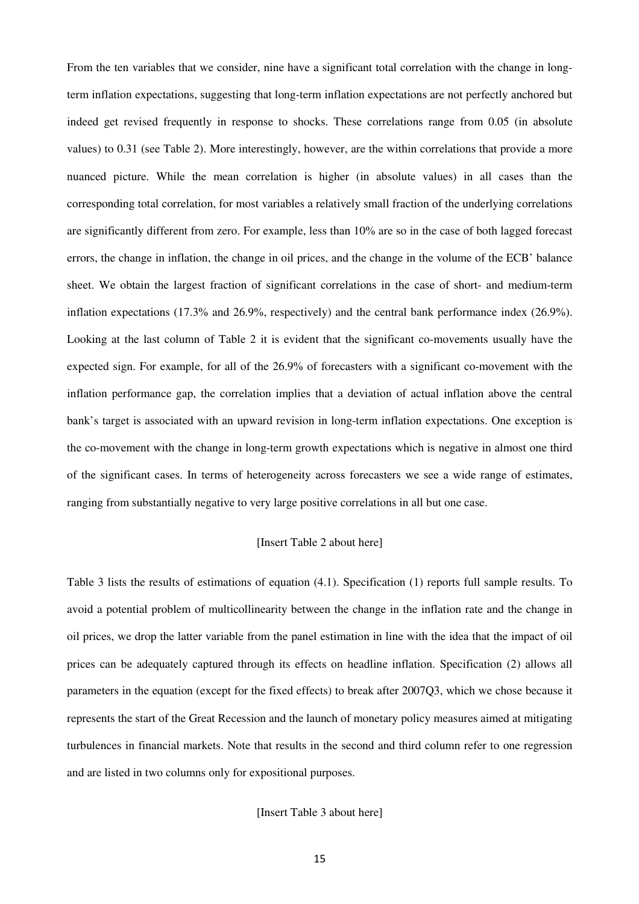From the ten variables that we consider, nine have a significant total correlation with the change in long-term inflation expectations, suggesting that long-term inflation expectations are not perfectly anchored but indeed get revised frequently in response to shocks. These correlations range from 0.05 (in absolute values) to 0.31 (see Table 2). More interestingly, however, are the within correlations that provide a more nuanced picture. While the mean correlation is higher (in absolute values) in all cases than the corresponding total correlation, for most variables a relatively small fraction of the underlying correlations are significantly different from zero. For example, less than 10% are so in the case of both lagged forecast errors, the change in inflation, the change in oil prices, and the change in the volume of the ECB' balance sheet. We obtain the largest fraction of significant correlations in the case of short- and medium-term inflation expectations (17.3% and 26.9%, respectively) and the central bank performance index (26.9%). Looking at the last column of Table 2 it is evident that the significant co-movements usually have the expected sign. For example, for all of the 26.9% of forecasters with a significant co-movement with the inflation performance gap, the correlation implies that a deviation of actual inflation above the central bank's target is associated with an upward revision in long-term inflation expectations. One exception is the co-movement with the change in long-term growth expectations which is negative in almost one third of the significant cases. In terms of heterogeneity across forecasters we see a wide range of estimates, ranging from substantially negative to very large positive correlations in all but one case.

[Insert Table 2 about here]

Table 3 lists the results of estimations of equation (4.1). Specification (1) reports full sample results. To avoid a potential problem of multicollinearity between the change in the inflation rate and the change in oil prices, we drop the latter variable from the panel estimation in line with the idea that the impact of oil prices can be adequately captured through its effects on headline inflation. Specification (2) allows all parameters in the equation (except for the fixed effects) to break after 2007Q3, which we chose because it represents the start of the Great Recession and the launch of monetary policy measures aimed at mitigating turbulences in financial markets. Note that results in the second and third column refer to one regression and are listed in two columns only for expositional purposes.

[Insert Table 3 about here]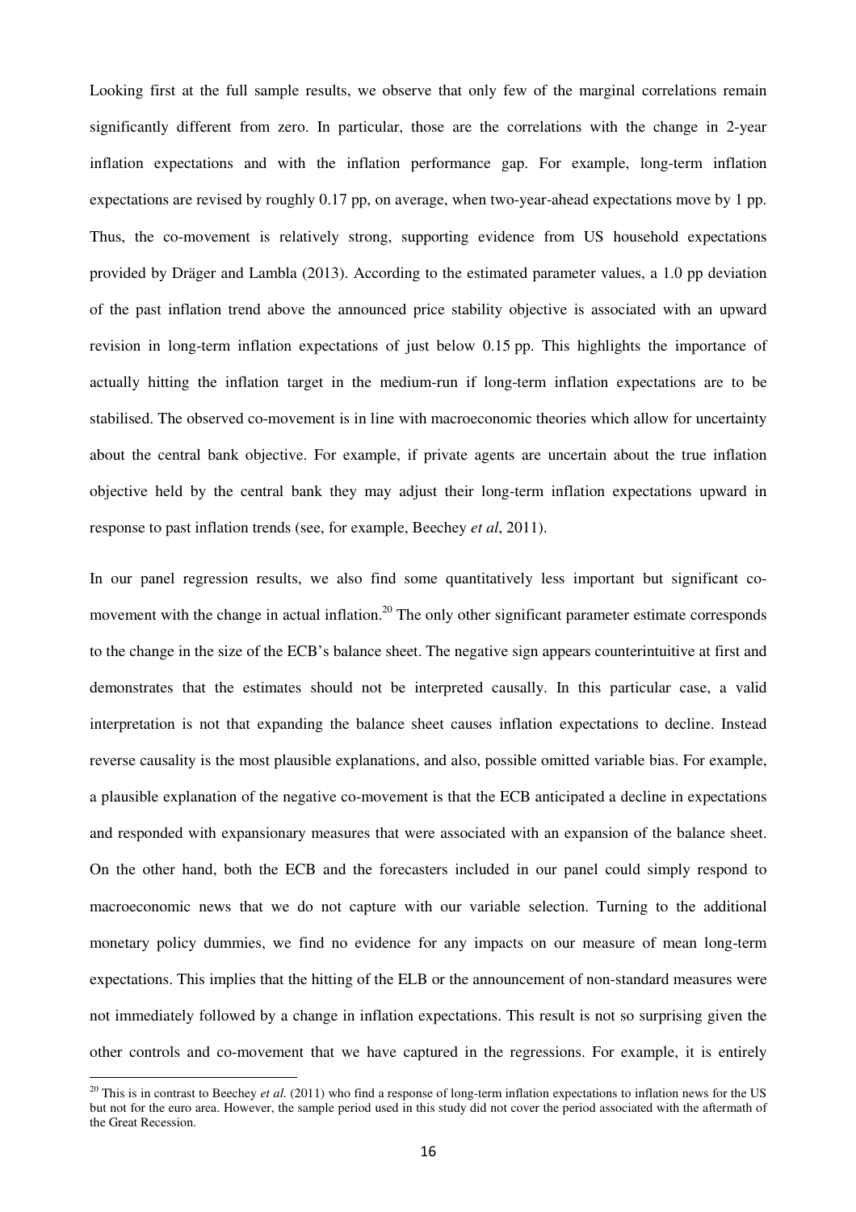Looking first at the full sample results, we observe that only few of the marginal correlations remain significantly different from zero. In particular, those are the correlations with the change in 2-year inflation expectations and with the inflation performance gap. For example, long-term inflation expectations are revised by roughly 0.17 pp, on average, when two-year-ahead expectations move by 1 pp. Thus, the co-movement is relatively strong, supporting evidence from US household expectations provided by Dräger and Lambla (2013). According to the estimated parameter values, a 1.0 pp deviation of the past inflation trend above the announced price stability objective is associated with an upward revision in long-term inflation expectations of just below 0.15 pp. This highlights the importance of actually hitting the inflation target in the medium-run if long-term inflation expectations are to be stabilised. The observed co-movement is in line with macroeconomic theories which allow for uncertainty about the central bank objective. For example, if private agents are uncertain about the true inflation objective held by the central bank they may adjust their long-term inflation expectations upward in response to past inflation trends (see, for example, Beechey *et al*, 2011).

In our panel regression results, we also find some quantitatively less important but significant co-movement with the change in actual inflation.[20] The only other significant parameter estimate corresponds to the change in the size of the ECB's balance sheet. The negative sign appears counterintuitive at first and demonstrates that the estimates should not be interpreted causally. In this particular case, a valid interpretation is not that expanding the balance sheet causes inflation expectations to decline. Instead reverse causality is the most plausible explanations, and also, possible omitted variable bias. For example, a plausible explanation of the negative co-movement is that the ECB anticipated a decline in expectations and responded with expansionary measures that were associated with an expansion of the balance sheet. On the other hand, both the ECB and the forecasters included in our panel could simply respond to macroeconomic news that we do not capture with our variable selection. Turning to the additional monetary policy dummies, we find no evidence for any impacts on our measure of mean long-term expectations. This implies that the hitting of the ELB or the announcement of non-standard measures were not immediately followed by a change in inflation expectations. This result is not so surprising given the other controls and co-movement that we have captured in the regressions. For example, it is entirely

[20] This is in contrast to Beechey *et al.* (2011) who find a response of long-term inflation expectations to inflation news for the US but not for the euro area. However, the sample period used in this study did not cover the period associated with the aftermath of the Great Recession.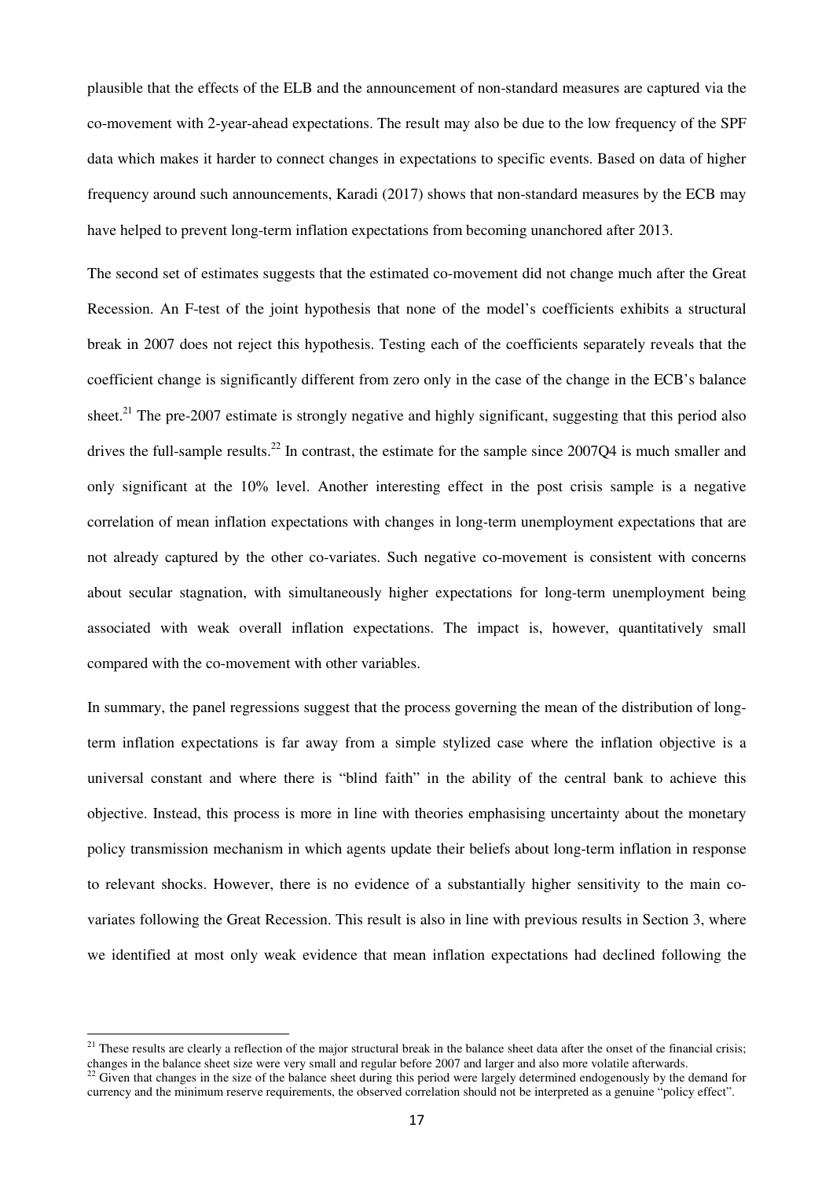plausible that the effects of the ELB and the announcement of non-standard measures are captured via the co-movement with 2-year-ahead expectations. The result may also be due to the low frequency of the SPF data which makes it harder to connect changes in expectations to specific events. Based on data of higher frequency around such announcements, Karadi (2017) shows that non-standard measures by the ECB may have helped to prevent long-term inflation expectations from becoming unanchored after 2013.

The second set of estimates suggests that the estimated co-movement did not change much after the Great Recession. An F-test of the joint hypothesis that none of the model's coefficients exhibits a structural break in 2007 does not reject this hypothesis. Testing each of the coefficients separately reveals that the coefficient change is significantly different from zero only in the case of the change in the ECB's balance sheet.[21] The pre-2007 estimate is strongly negative and highly significant, suggesting that this period also drives the full-sample results.[22] In contrast, the estimate for the sample since 2007Q4 is much smaller and only significant at the 10% level. Another interesting effect in the post crisis sample is a negative correlation of mean inflation expectations with changes in long-term unemployment expectations that are not already captured by the other co-variates. Such negative co-movement is consistent with concerns about secular stagnation, with simultaneously higher expectations for long-term unemployment being associated with weak overall inflation expectations. The impact is, however, quantitatively small compared with the co-movement with other variables.

In summary, the panel regressions suggest that the process governing the mean of the distribution of long-term inflation expectations is far away from a simple stylized case where the inflation objective is a universal constant and where there is "blind faith" in the ability of the central bank to achieve this objective. Instead, this process is more in line with theories emphasising uncertainty about the monetary policy transmission mechanism in which agents update their beliefs about long-term inflation in response to relevant shocks. However, there is no evidence of a substantially higher sensitivity to the main co-variates following the Great Recession. This result is also in line with previous results in Section 3, where we identified at most only weak evidence that mean inflation expectations had declined following the

[21] These results are clearly a reflection of the major structural break in the balance sheet data after the onset of the financial crisis; changes in the balance sheet size were very small and regular before 2007 and larger and also more volatile afterwards.

[22] Given that changes in the size of the balance sheet during this period were largely determined endogenously by the demand for currency and the minimum reserve requirements, the observed correlation should not be interpreted as a genuine "policy effect".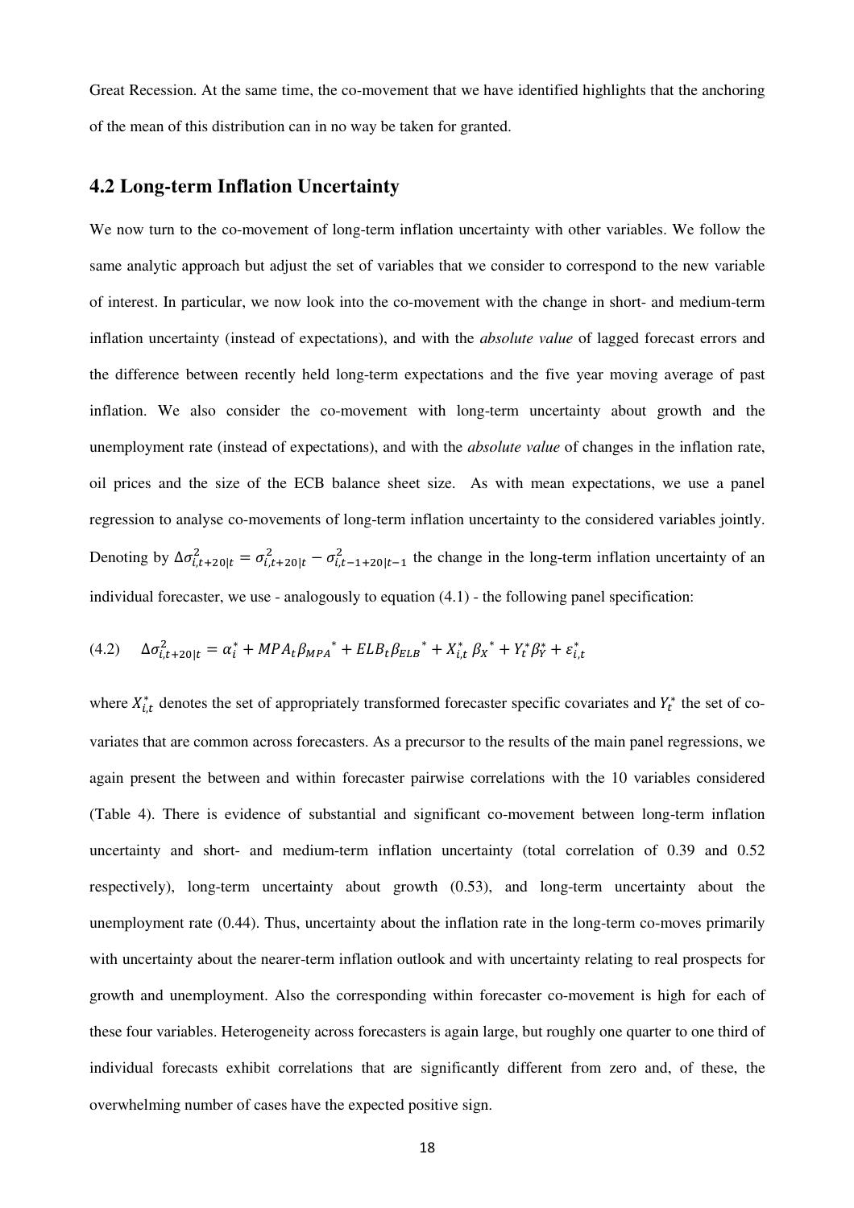Great Recession. At the same time, the co-movement that we have identified highlights that the anchoring of the mean of this distribution can in no way be taken for granted.

## 4.2 Long-term Inflation Uncertainty

We now turn to the co-movement of long-term inflation uncertainty with other variables. We follow the same analytic approach but adjust the set of variables that we consider to correspond to the new variable of interest. In particular, we now look into the co-movement with the change in short- and medium-term inflation uncertainty (instead of expectations), and with the *absolute value* of lagged forecast errors and the difference between recently held long-term expectations and the five year moving average of past inflation. We also consider the co-movement with long-term uncertainty about growth and the unemployment rate (instead of expectations), and with the *absolute value* of changes in the inflation rate, oil prices and the size of the ECB balance sheet size. As with mean expectations, we use a panel regression to analyse co-movements of long-term inflation uncertainty to the considered variables jointly. Denoting by $\Delta\sigma^2_{i,t+20|t} = \sigma^2_{i,t+20|t} - \sigma^2_{i,t-1+20|t-1}$ the change in the long-term inflation uncertainty of an individual forecaster, we use - analogously to equation (4.1) - the following panel specification:

$$(4.2) \quad \Delta\sigma^2_{i,t+20|t} = \alpha_i^* + MPA_t\beta_{MPA}{}^* + ELB_t\beta_{ELB}{}^* + X_{i,t}^*\,\beta_X{}^* + Y_t^*\beta_Y^* + \varepsilon_{i,t}^*$$

where $X_{i,t}^*$ denotes the set of appropriately transformed forecaster specific covariates and $Y_t^*$ the set of co-variates that are common across forecasters. As a precursor to the results of the main panel regressions, we again present the between and within forecaster pairwise correlations with the 10 variables considered (Table 4). There is evidence of substantial and significant co-movement between long-term inflation uncertainty and short- and medium-term inflation uncertainty (total correlation of 0.39 and 0.52 respectively), long-term uncertainty about growth (0.53), and long-term uncertainty about the unemployment rate (0.44). Thus, uncertainty about the inflation rate in the long-term co-moves primarily with uncertainty about the nearer-term inflation outlook and with uncertainty relating to real prospects for growth and unemployment. Also the corresponding within forecaster co-movement is high for each of these four variables. Heterogeneity across forecasters is again large, but roughly one quarter to one third of individual forecasts exhibit correlations that are significantly different from zero and, of these, the overwhelming number of cases have the expected positive sign.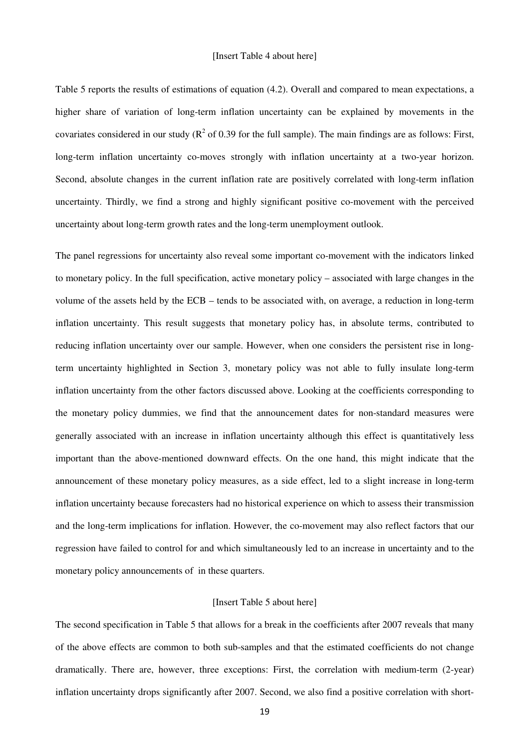[Insert Table 4 about here]

Table 5 reports the results of estimations of equation (4.2). Overall and compared to mean expectations, a higher share of variation of long-term inflation uncertainty can be explained by movements in the covariates considered in our study ($R^2$ of 0.39 for the full sample). The main findings are as follows: First, long-term inflation uncertainty co-moves strongly with inflation uncertainty at a two-year horizon. Second, absolute changes in the current inflation rate are positively correlated with long-term inflation uncertainty. Thirdly, we find a strong and highly significant positive co-movement with the perceived uncertainty about long-term growth rates and the long-term unemployment outlook.

The panel regressions for uncertainty also reveal some important co-movement with the indicators linked to monetary policy. In the full specification, active monetary policy – associated with large changes in the volume of the assets held by the ECB – tends to be associated with, on average, a reduction in long-term inflation uncertainty. This result suggests that monetary policy has, in absolute terms, contributed to reducing inflation uncertainty over our sample. However, when one considers the persistent rise in long-term uncertainty highlighted in Section 3, monetary policy was not able to fully insulate long-term inflation uncertainty from the other factors discussed above. Looking at the coefficients corresponding to the monetary policy dummies, we find that the announcement dates for non-standard measures were generally associated with an increase in inflation uncertainty although this effect is quantitatively less important than the above-mentioned downward effects. On the one hand, this might indicate that the announcement of these monetary policy measures, as a side effect, led to a slight increase in long-term inflation uncertainty because forecasters had no historical experience on which to assess their transmission and the long-term implications for inflation. However, the co-movement may also reflect factors that our regression have failed to control for and which simultaneously led to an increase in uncertainty and to the monetary policy announcements of  in these quarters.

[Insert Table 5 about here]

The second specification in Table 5 that allows for a break in the coefficients after 2007 reveals that many of the above effects are common to both sub-samples and that the estimated coefficients do not change dramatically. There are, however, three exceptions: First, the correlation with medium-term (2-year) inflation uncertainty drops significantly after 2007. Second, we also find a positive correlation with short-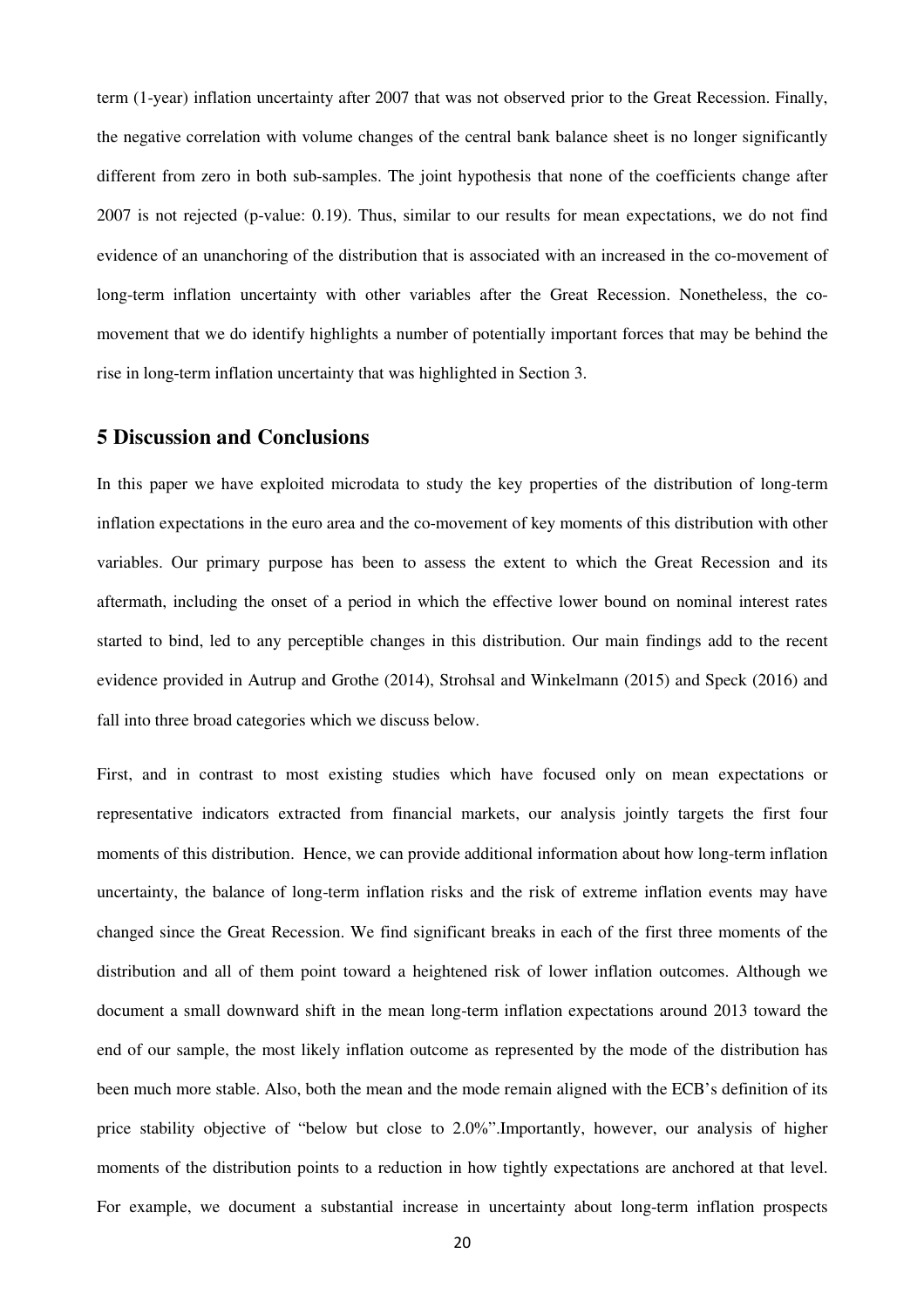term (1-year) inflation uncertainty after 2007 that was not observed prior to the Great Recession. Finally, the negative correlation with volume changes of the central bank balance sheet is no longer significantly different from zero in both sub-samples. The joint hypothesis that none of the coefficients change after 2007 is not rejected (p-value: 0.19). Thus, similar to our results for mean expectations, we do not find evidence of an unanchoring of the distribution that is associated with an increased in the co-movement of long-term inflation uncertainty with other variables after the Great Recession. Nonetheless, the co-movement that we do identify highlights a number of potentially important forces that may be behind the rise in long-term inflation uncertainty that was highlighted in Section 3.

## 5 Discussion and Conclusions

In this paper we have exploited microdata to study the key properties of the distribution of long-term inflation expectations in the euro area and the co-movement of key moments of this distribution with other variables. Our primary purpose has been to assess the extent to which the Great Recession and its aftermath, including the onset of a period in which the effective lower bound on nominal interest rates started to bind, led to any perceptible changes in this distribution. Our main findings add to the recent evidence provided in Autrup and Grothe (2014), Strohsal and Winkelmann (2015) and Speck (2016) and fall into three broad categories which we discuss below.

First, and in contrast to most existing studies which have focused only on mean expectations or representative indicators extracted from financial markets, our analysis jointly targets the first four moments of this distribution. Hence, we can provide additional information about how long-term inflation uncertainty, the balance of long-term inflation risks and the risk of extreme inflation events may have changed since the Great Recession. We find significant breaks in each of the first three moments of the distribution and all of them point toward a heightened risk of lower inflation outcomes. Although we document a small downward shift in the mean long-term inflation expectations around 2013 toward the end of our sample, the most likely inflation outcome as represented by the mode of the distribution has been much more stable. Also, both the mean and the mode remain aligned with the ECB's definition of its price stability objective of "below but close to 2.0%".Importantly, however, our analysis of higher moments of the distribution points to a reduction in how tightly expectations are anchored at that level. For example, we document a substantial increase in uncertainty about long-term inflation prospects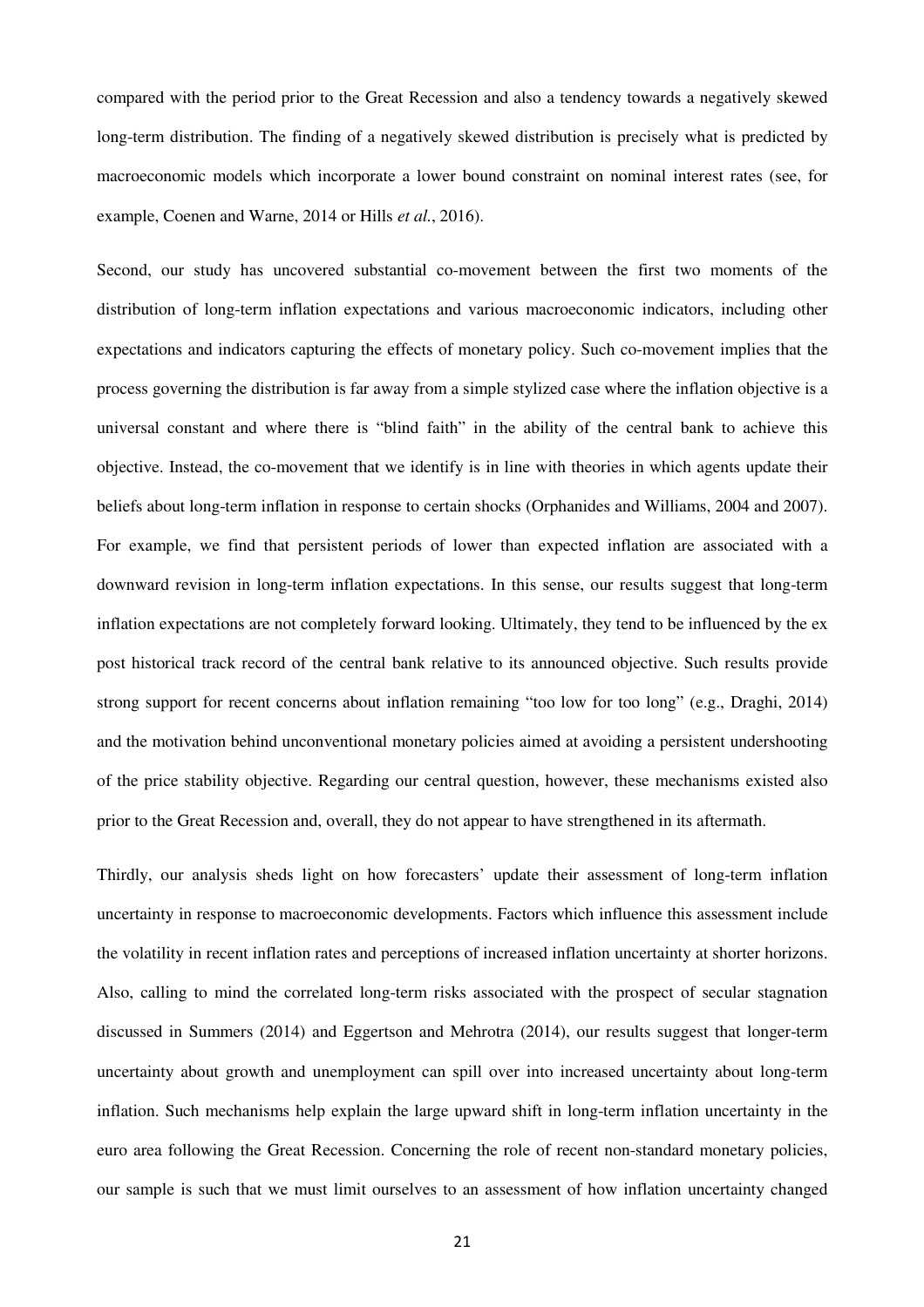compared with the period prior to the Great Recession and also a tendency towards a negatively skewed long-term distribution. The finding of a negatively skewed distribution is precisely what is predicted by macroeconomic models which incorporate a lower bound constraint on nominal interest rates (see, for example, Coenen and Warne, 2014 or Hills *et al.*, 2016).

Second, our study has uncovered substantial co-movement between the first two moments of the distribution of long-term inflation expectations and various macroeconomic indicators, including other expectations and indicators capturing the effects of monetary policy. Such co-movement implies that the process governing the distribution is far away from a simple stylized case where the inflation objective is a universal constant and where there is "blind faith" in the ability of the central bank to achieve this objective. Instead, the co-movement that we identify is in line with theories in which agents update their beliefs about long-term inflation in response to certain shocks (Orphanides and Williams, 2004 and 2007). For example, we find that persistent periods of lower than expected inflation are associated with a downward revision in long-term inflation expectations. In this sense, our results suggest that long-term inflation expectations are not completely forward looking. Ultimately, they tend to be influenced by the ex post historical track record of the central bank relative to its announced objective. Such results provide strong support for recent concerns about inflation remaining "too low for too long" (e.g., Draghi, 2014) and the motivation behind unconventional monetary policies aimed at avoiding a persistent undershooting of the price stability objective. Regarding our central question, however, these mechanisms existed also prior to the Great Recession and, overall, they do not appear to have strengthened in its aftermath.

Thirdly, our analysis sheds light on how forecasters' update their assessment of long-term inflation uncertainty in response to macroeconomic developments. Factors which influence this assessment include the volatility in recent inflation rates and perceptions of increased inflation uncertainty at shorter horizons. Also, calling to mind the correlated long-term risks associated with the prospect of secular stagnation discussed in Summers (2014) and Eggertson and Mehrotra (2014), our results suggest that longer-term uncertainty about growth and unemployment can spill over into increased uncertainty about long-term inflation. Such mechanisms help explain the large upward shift in long-term inflation uncertainty in the euro area following the Great Recession. Concerning the role of recent non-standard monetary policies, our sample is such that we must limit ourselves to an assessment of how inflation uncertainty changed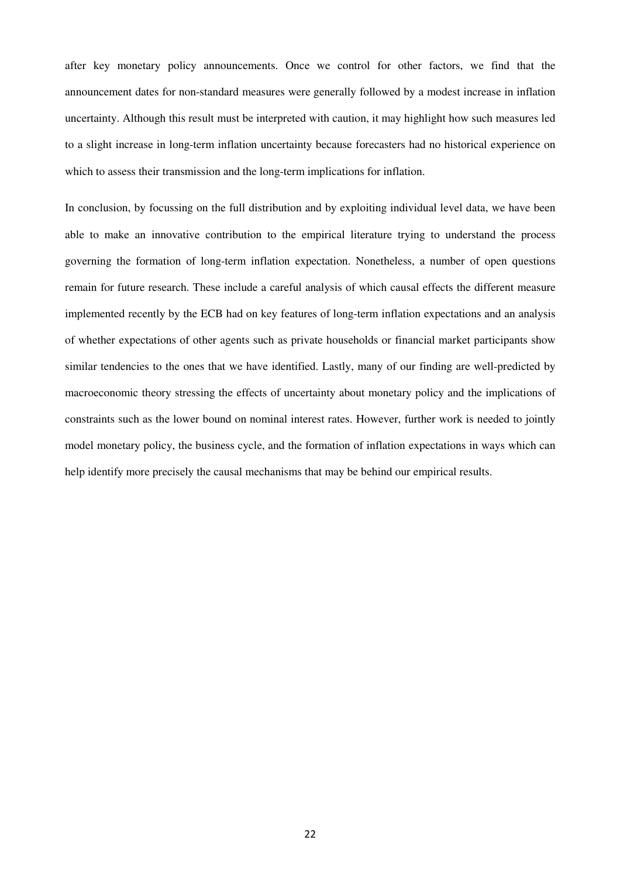after key monetary policy announcements. Once we control for other factors, we find that the announcement dates for non-standard measures were generally followed by a modest increase in inflation uncertainty. Although this result must be interpreted with caution, it may highlight how such measures led to a slight increase in long-term inflation uncertainty because forecasters had no historical experience on which to assess their transmission and the long-term implications for inflation.

In conclusion, by focussing on the full distribution and by exploiting individual level data, we have been able to make an innovative contribution to the empirical literature trying to understand the process governing the formation of long-term inflation expectation. Nonetheless, a number of open questions remain for future research. These include a careful analysis of which causal effects the different measure implemented recently by the ECB had on key features of long-term inflation expectations and an analysis of whether expectations of other agents such as private households or financial market participants show similar tendencies to the ones that we have identified. Lastly, many of our finding are well-predicted by macroeconomic theory stressing the effects of uncertainty about monetary policy and the implications of constraints such as the lower bound on nominal interest rates. However, further work is needed to jointly model monetary policy, the business cycle, and the formation of inflation expectations in ways which can help identify more precisely the causal mechanisms that may be behind our empirical results.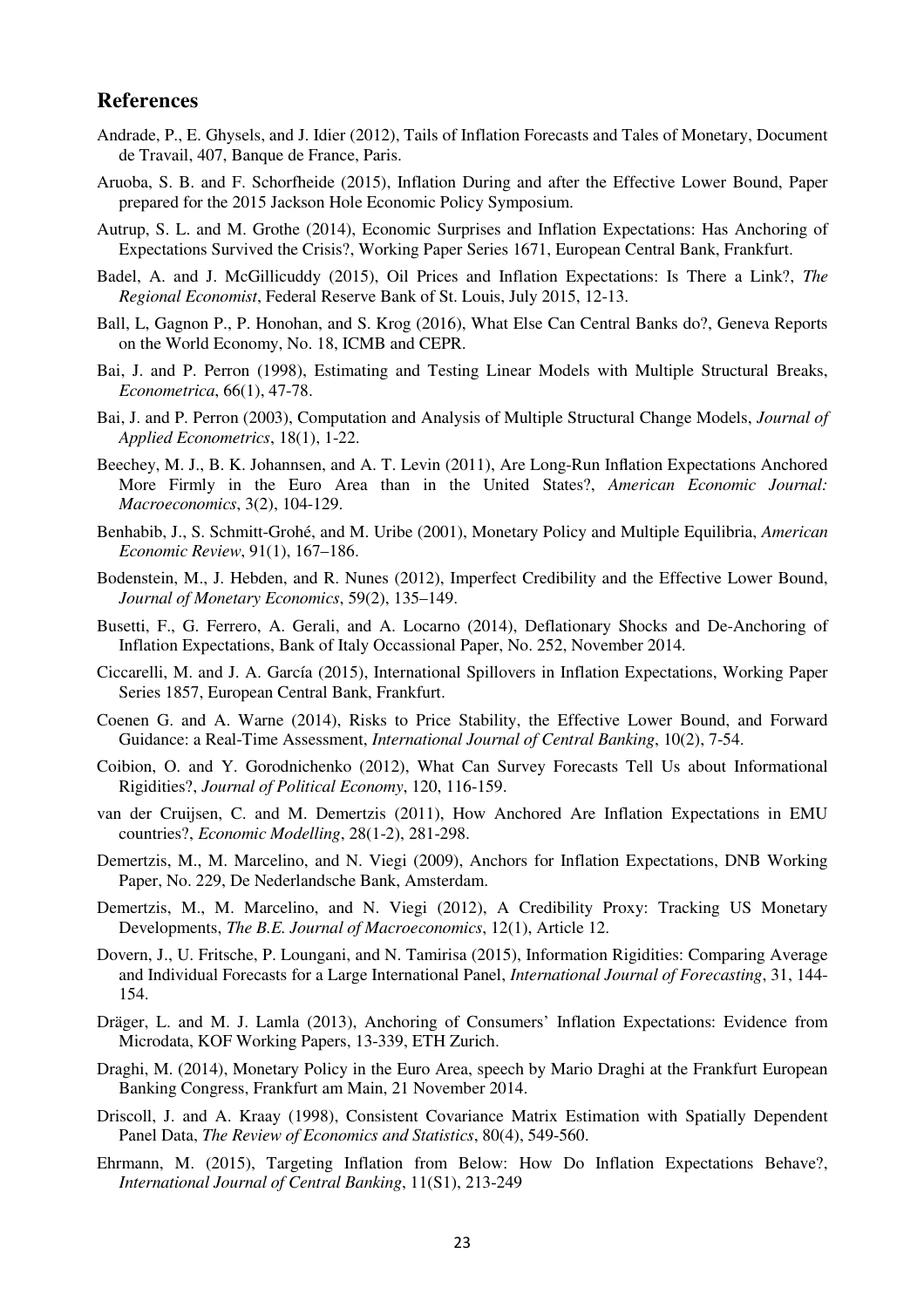## References

Andrade, P., E. Ghysels, and J. Idier (2012), Tails of Inflation Forecasts and Tales of Monetary, Document de Travail, 407, Banque de France, Paris.

Aruoba, S. B. and F. Schorfheide (2015), Inflation During and after the Effective Lower Bound, Paper prepared for the 2015 Jackson Hole Economic Policy Symposium.

Autrup, S. L. and M. Grothe (2014), Economic Surprises and Inflation Expectations: Has Anchoring of Expectations Survived the Crisis?, Working Paper Series 1671, European Central Bank, Frankfurt.

Badel, A. and J. McGillicuddy (2015), Oil Prices and Inflation Expectations: Is There a Link?, *The Regional Economist*, Federal Reserve Bank of St. Louis, July 2015, 12-13.

Ball, L, Gagnon P., P. Honohan, and S. Krog (2016), What Else Can Central Banks do?, Geneva Reports on the World Economy, No. 18, ICMB and CEPR.

Bai, J. and P. Perron (1998), Estimating and Testing Linear Models with Multiple Structural Breaks, *Econometrica*, 66(1), 47-78.

Bai, J. and P. Perron (2003), Computation and Analysis of Multiple Structural Change Models, *Journal of Applied Econometrics*, 18(1), 1-22.

Beechey, M. J., B. K. Johannsen, and A. T. Levin (2011), Are Long-Run Inflation Expectations Anchored More Firmly in the Euro Area than in the United States?, *American Economic Journal: Macroeconomics*, 3(2), 104-129.

Benhabib, J., S. Schmitt-Grohé, and M. Uribe (2001), Monetary Policy and Multiple Equilibria, *American Economic Review*, 91(1), 167–186.

Bodenstein, M., J. Hebden, and R. Nunes (2012), Imperfect Credibility and the Effective Lower Bound, *Journal of Monetary Economics*, 59(2), 135–149.

Busetti, F., G. Ferrero, A. Gerali, and A. Locarno (2014), Deflationary Shocks and De-Anchoring of Inflation Expectations, Bank of Italy Occassional Paper, No. 252, November 2014.

Ciccarelli, M. and J. A. García (2015), International Spillovers in Inflation Expectations, Working Paper Series 1857, European Central Bank, Frankfurt.

Coenen G. and A. Warne (2014), Risks to Price Stability, the Effective Lower Bound, and Forward Guidance: a Real-Time Assessment, *International Journal of Central Banking*, 10(2), 7-54.

Coibion, O. and Y. Gorodnichenko (2012), What Can Survey Forecasts Tell Us about Informational Rigidities?, *Journal of Political Economy*, 120, 116-159.

van der Cruijsen, C. and M. Demertzis (2011), How Anchored Are Inflation Expectations in EMU countries?, *Economic Modelling*, 28(1-2), 281-298.

Demertzis, M., M. Marcelino, and N. Viegi (2009), Anchors for Inflation Expectations, DNB Working Paper, No. 229, De Nederlandsche Bank, Amsterdam.

Demertzis, M., M. Marcelino, and N. Viegi (2012), A Credibility Proxy: Tracking US Monetary Developments, *The B.E. Journal of Macroeconomics*, 12(1), Article 12.

Dovern, J., U. Fritsche, P. Loungani, and N. Tamirisa (2015), Information Rigidities: Comparing Average and Individual Forecasts for a Large International Panel, *International Journal of Forecasting*, 31, 144-154.

Dräger, L. and M. J. Lamla (2013), Anchoring of Consumers' Inflation Expectations: Evidence from Microdata, KOF Working Papers, 13-339, ETH Zurich.

Draghi, M. (2014), Monetary Policy in the Euro Area, speech by Mario Draghi at the Frankfurt European Banking Congress, Frankfurt am Main, 21 November 2014.

Driscoll, J. and A. Kraay (1998), Consistent Covariance Matrix Estimation with Spatially Dependent Panel Data, *The Review of Economics and Statistics*, 80(4), 549-560.

Ehrmann, M. (2015), Targeting Inflation from Below: How Do Inflation Expectations Behave?, *International Journal of Central Banking*, 11(S1), 213-249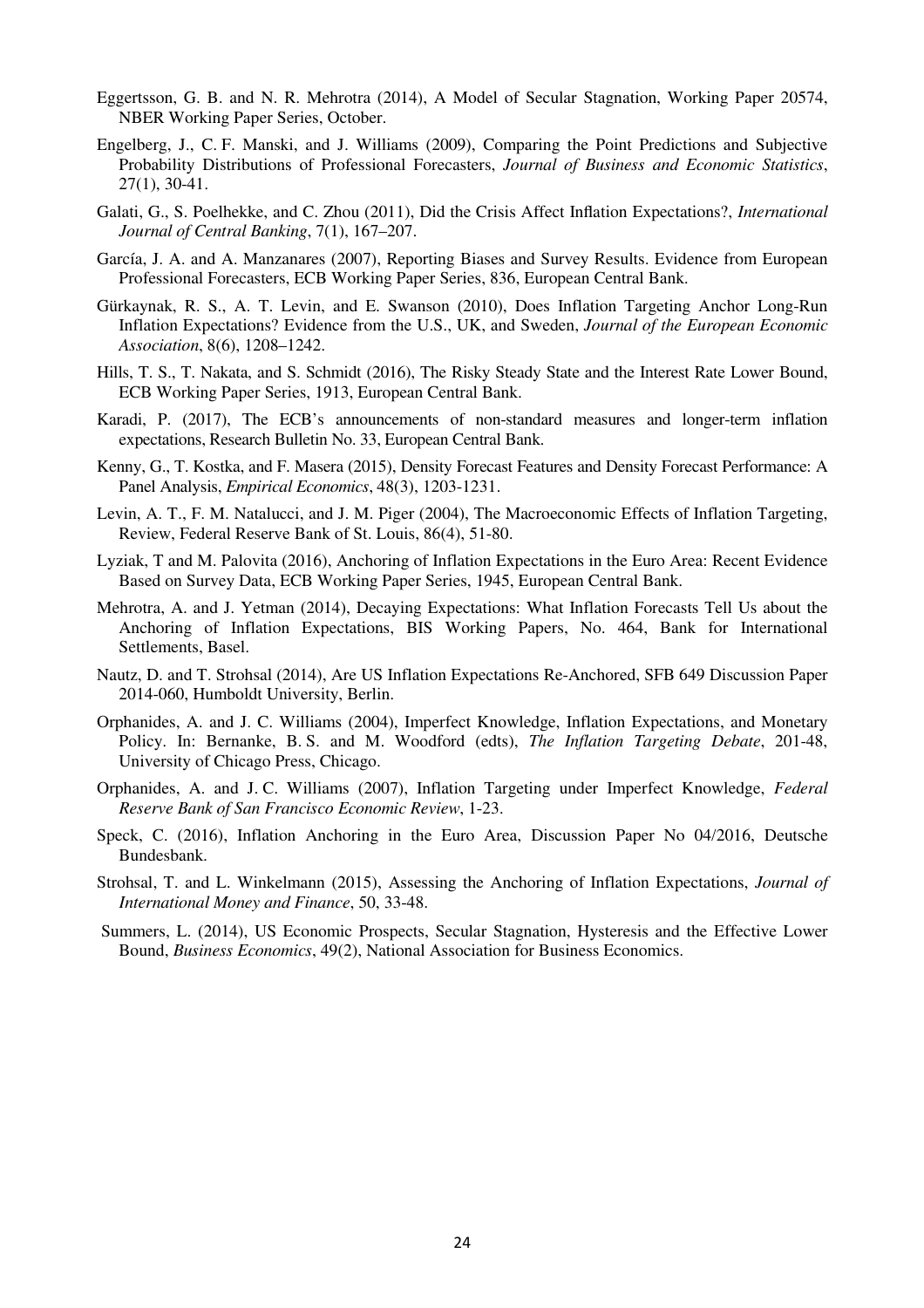Eggertsson, G. B. and N. R. Mehrotra (2014), A Model of Secular Stagnation, Working Paper 20574, NBER Working Paper Series, October.

Engelberg, J., C. F. Manski, and J. Williams (2009), Comparing the Point Predictions and Subjective Probability Distributions of Professional Forecasters, *Journal of Business and Economic Statistics*, 27(1), 30-41.

Galati, G., S. Poelhekke, and C. Zhou (2011), Did the Crisis Affect Inflation Expectations?, *International Journal of Central Banking*, 7(1), 167–207.

García, J. A. and A. Manzanares (2007), Reporting Biases and Survey Results. Evidence from European Professional Forecasters, ECB Working Paper Series, 836, European Central Bank.

Gürkaynak, R. S., A. T. Levin, and E. Swanson (2010), Does Inflation Targeting Anchor Long-Run Inflation Expectations? Evidence from the U.S., UK, and Sweden, *Journal of the European Economic Association*, 8(6), 1208–1242.

Hills, T. S., T. Nakata, and S. Schmidt (2016), The Risky Steady State and the Interest Rate Lower Bound, ECB Working Paper Series, 1913, European Central Bank.

Karadi, P. (2017), The ECB's announcements of non-standard measures and longer-term inflation expectations, Research Bulletin No. 33, European Central Bank.

Kenny, G., T. Kostka, and F. Masera (2015), Density Forecast Features and Density Forecast Performance: A Panel Analysis, *Empirical Economics*, 48(3), 1203-1231.

Levin, A. T., F. M. Natalucci, and J. M. Piger (2004), The Macroeconomic Effects of Inflation Targeting, Review, Federal Reserve Bank of St. Louis, 86(4), 51-80.

Lyziak, T and M. Palovita (2016), Anchoring of Inflation Expectations in the Euro Area: Recent Evidence Based on Survey Data, ECB Working Paper Series, 1945, European Central Bank.

Mehrotra, A. and J. Yetman (2014), Decaying Expectations: What Inflation Forecasts Tell Us about the Anchoring of Inflation Expectations, BIS Working Papers, No. 464, Bank for International Settlements, Basel.

Nautz, D. and T. Strohsal (2014), Are US Inflation Expectations Re-Anchored, SFB 649 Discussion Paper 2014-060, Humboldt University, Berlin.

Orphanides, A. and J. C. Williams (2004), Imperfect Knowledge, Inflation Expectations, and Monetary Policy. In: Bernanke, B. S. and M. Woodford (edts), *The Inflation Targeting Debate*, 201-48, University of Chicago Press, Chicago.

Orphanides, A. and J. C. Williams (2007), Inflation Targeting under Imperfect Knowledge, *Federal Reserve Bank of San Francisco Economic Review*, 1-23.

Speck, C. (2016), Inflation Anchoring in the Euro Area, Discussion Paper No 04/2016, Deutsche Bundesbank.

Strohsal, T. and L. Winkelmann (2015), Assessing the Anchoring of Inflation Expectations, *Journal of International Money and Finance*, 50, 33-48.

Summers, L. (2014), US Economic Prospects, Secular Stagnation, Hysteresis and the Effective Lower Bound, *Business Economics*, 49(2), National Association for Business Economics.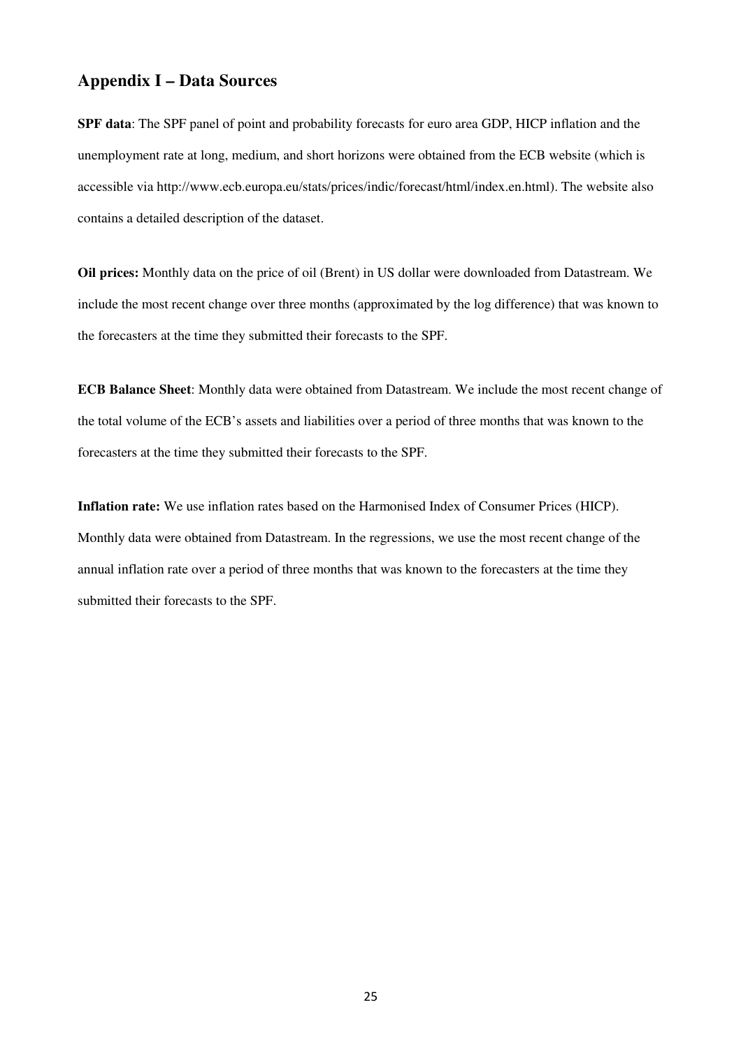## Appendix I – Data Sources

**SPF data**: The SPF panel of point and probability forecasts for euro area GDP, HICP inflation and the unemployment rate at long, medium, and short horizons were obtained from the ECB website (which is accessible via http://www.ecb.europa.eu/stats/prices/indic/forecast/html/index.en.html). The website also contains a detailed description of the dataset.

**Oil prices:** Monthly data on the price of oil (Brent) in US dollar were downloaded from Datastream. We include the most recent change over three months (approximated by the log difference) that was known to the forecasters at the time they submitted their forecasts to the SPF.

**ECB Balance Sheet**: Monthly data were obtained from Datastream. We include the most recent change of the total volume of the ECB's assets and liabilities over a period of three months that was known to the forecasters at the time they submitted their forecasts to the SPF.

**Inflation rate:** We use inflation rates based on the Harmonised Index of Consumer Prices (HICP). Monthly data were obtained from Datastream. In the regressions, we use the most recent change of the annual inflation rate over a period of three months that was known to the forecasters at the time they submitted their forecasts to the SPF.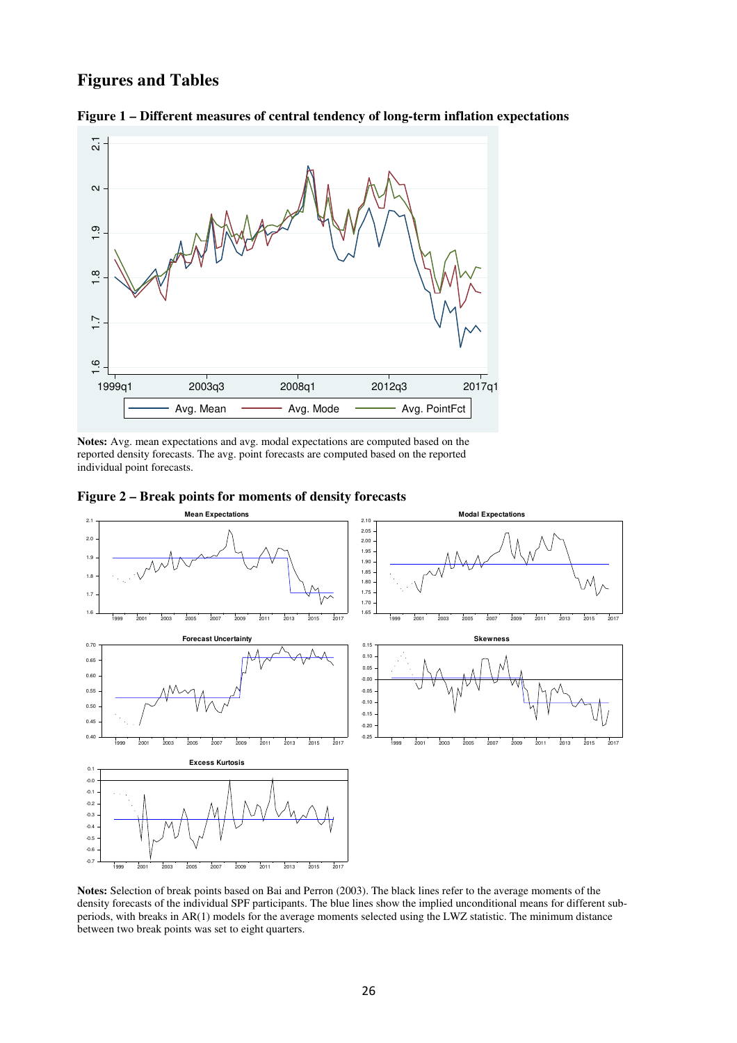# Figures and Tables

**Figure 1 – Different measures of central tendency of long-term inflation expectations**

**Notes:** Avg. mean expectations and avg. modal expectations are computed based on the reported density forecasts. The avg. point forecasts are computed based on the reported individual point forecasts.

**Figure 2 – Break points for moments of density forecasts**

**Notes:** Selection of break points based on Bai and Perron (2003). The black lines refer to the average moments of the density forecasts of the individual SPF participants. The blue lines show the implied unconditional means for different sub-periods, with breaks in AR(1) models for the average moments selected using the LWZ statistic. The minimum distance between two break points was set to eight quarters.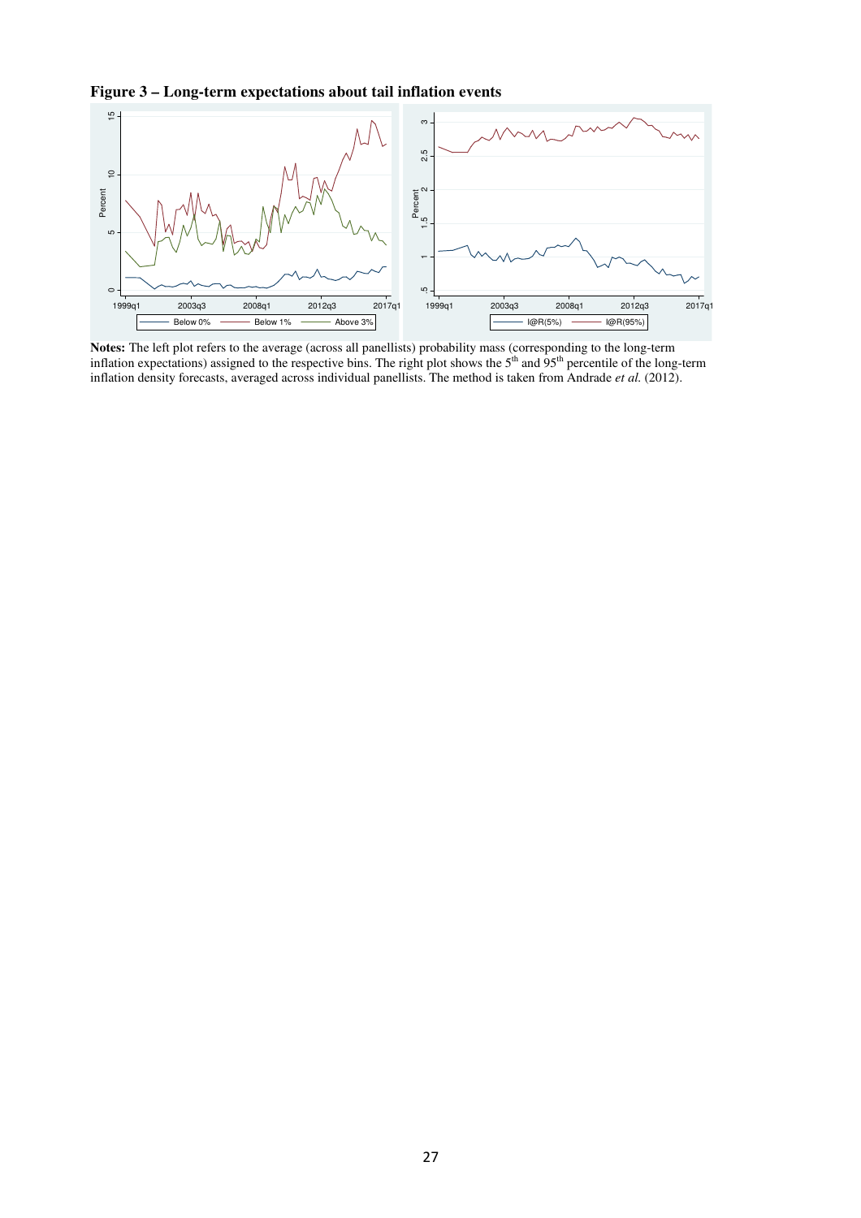**Figure 3 – Long-term expectations about tail inflation events**

**Notes:** The left plot refers to the average (across all panellists) probability mass (corresponding to the long-term inflation expectations) assigned to the respective bins. The right plot shows the 5[th] and 95[th] percentile of the long-term inflation density forecasts, averaged across individual panellists. The method is taken from Andrade *et al.* (2012).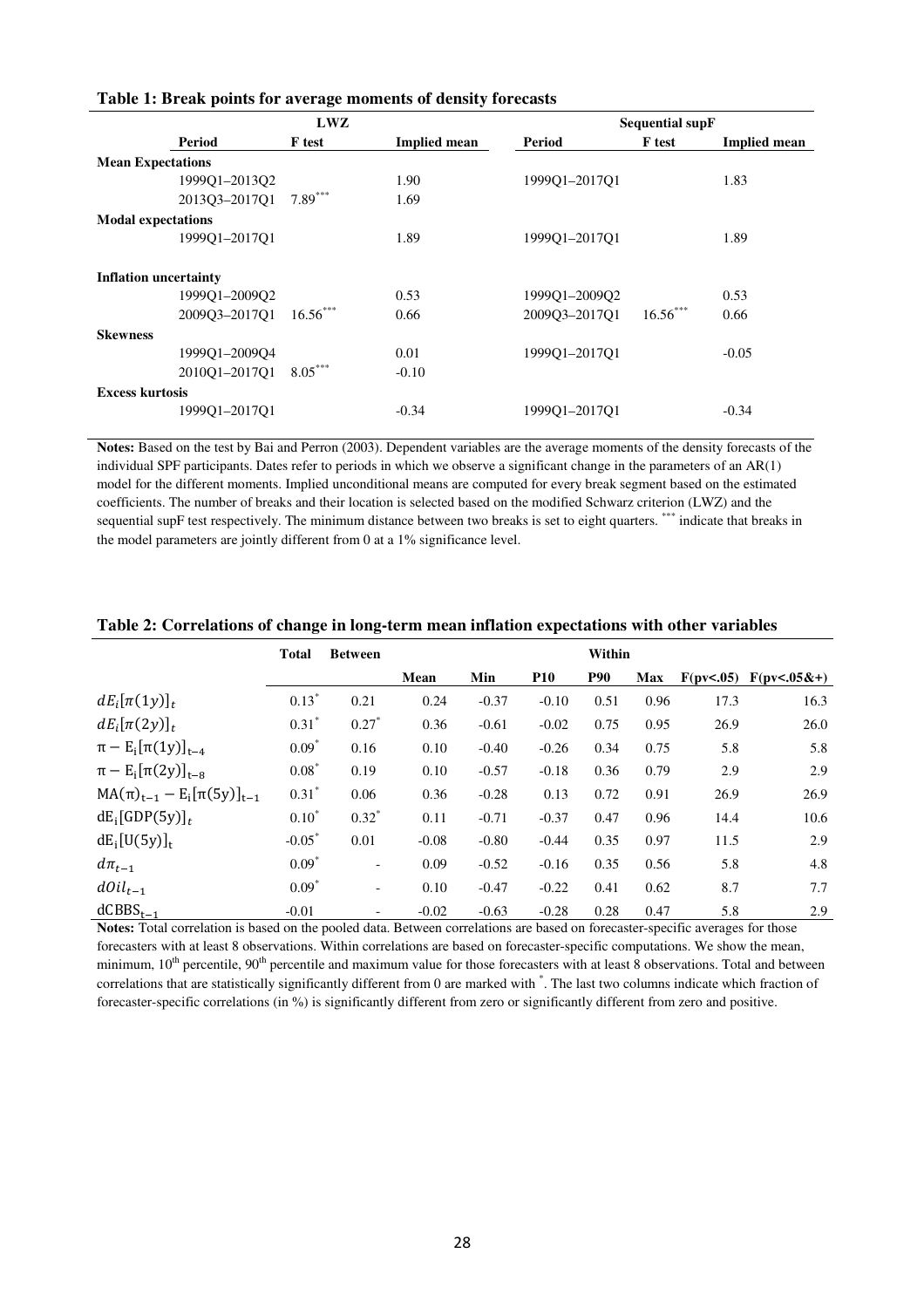**Table 1: Break points for average moments of density forecasts**

| | LWZ | | | Sequential supF | | |
|---|---|---|---|---|---|---|
| | Period | F test | Implied mean | Period | F test | Implied mean |
| **Mean Expectations** | | | | | | |
| | 1999Q1–2013Q2 | | 1.90 | 1999Q1–2017Q1 | | 1.83 |
| | 2013Q3–2017Q1 | 7.89*** | 1.69 | | | |
| **Modal expectations** | | | | | | |
| | 1999Q1–2017Q1 | | 1.89 | 1999Q1–2017Q1 | | 1.89 |
| **Inflation uncertainty** | | | | | | |
| | 1999Q1–2009Q2 | | 0.53 | 1999Q1–2009Q2 | | 0.53 |
| | 2009Q3–2017Q1 | 16.56*** | 0.66 | 2009Q3–2017Q1 | 16.56*** | 0.66 |
| **Skewness** | | | | | | |
| | 1999Q1–2009Q4 | | 0.01 | 1999Q1–2017Q1 | | -0.05 |
| | 2010Q1–2017Q1 | 8.05*** | -0.10 | | | |
| **Excess kurtosis** | | | | | | |
| | 1999Q1–2017Q1 | | -0.34 | 1999Q1–2017Q1 | | -0.34 |

**Notes:** Based on the test by Bai and Perron (2003). Dependent variables are the average moments of the density forecasts of the individual SPF participants. Dates refer to periods in which we observe a significant change in the parameters of an AR(1) model for the different moments. Implied unconditional means are computed for every break segment based on the estimated coefficients. The number of breaks and their location is selected based on the modified Schwarz criterion (LWZ) and the sequential supF test respectively. The minimum distance between two breaks is set to eight quarters. *** indicate that breaks in the model parameters are jointly different from 0 at a 1% significance level.

**Table 2: Correlations of change in long-term mean inflation expectations with other variables**

| | Total | Between | Within | | | | | | |
|---|---|---|---|---|---|---|---|---|---|
| | | | Mean | Min | P10 | P90 | Max | F(pv<.05) | F(pv<.05&+) |
| $dE_i[\pi(1y)]_t$ | 0.13* | 0.21 | 0.24 | -0.37 | -0.10 | 0.51 | 0.96 | 17.3 | 16.3 |
| $dE_i[\pi(2y)]_t$ | 0.31* | 0.27* | 0.36 | -0.61 | -0.02 | 0.75 | 0.95 | 26.9 | 26.0 |
| $\pi - E_i[\pi(1y)]_{t-4}$ | 0.09* | 0.16 | 0.10 | -0.40 | -0.26 | 0.34 | 0.75 | 5.8 | 5.8 |
| $\pi - E_i[\pi(2y)]_{t-8}$ | 0.08* | 0.19 | 0.10 | -0.57 | -0.18 | 0.36 | 0.79 | 2.9 | 2.9 |
| $MA(\pi)_{t-1} - E_i[\pi(5y)]_{t-1}$ | 0.31* | 0.06 | 0.36 | -0.28 | 0.13 | 0.72 | 0.91 | 26.9 | 26.9 |
| $dE_i[GDP(5y)]_t$ | 0.10* | 0.32* | 0.11 | -0.71 | -0.37 | 0.47 | 0.96 | 14.4 | 10.6 |
| $dE_i[U(5y)]_t$ | -0.05* | 0.01 | -0.08 | -0.80 | -0.44 | 0.35 | 0.97 | 11.5 | 2.9 |
| $d\pi_{t-1}$ | 0.09* | - | 0.09 | -0.52 | -0.16 | 0.35 | 0.56 | 5.8 | 4.8 |
| $dOil_{t-1}$ | 0.09* | - | 0.10 | -0.47 | -0.22 | 0.41 | 0.62 | 8.7 | 7.7 |
| $dCBBS_{t-1}$ | -0.01 | - | -0.02 | -0.63 | -0.28 | 0.28 | 0.47 | 5.8 | 2.9 |

**Notes:** Total correlation is based on the pooled data. Between correlations are based on forecaster-specific averages for those forecasters with at least 8 observations. Within correlations are based on forecaster-specific computations. We show the mean, minimum, 10th percentile, 90th percentile and maximum value for those forecasters with at least 8 observations. Total and between correlations that are statistically significantly different from 0 are marked with *. The last two columns indicate which fraction of forecaster-specific correlations (in %) is significantly different from zero or significantly different from zero and positive.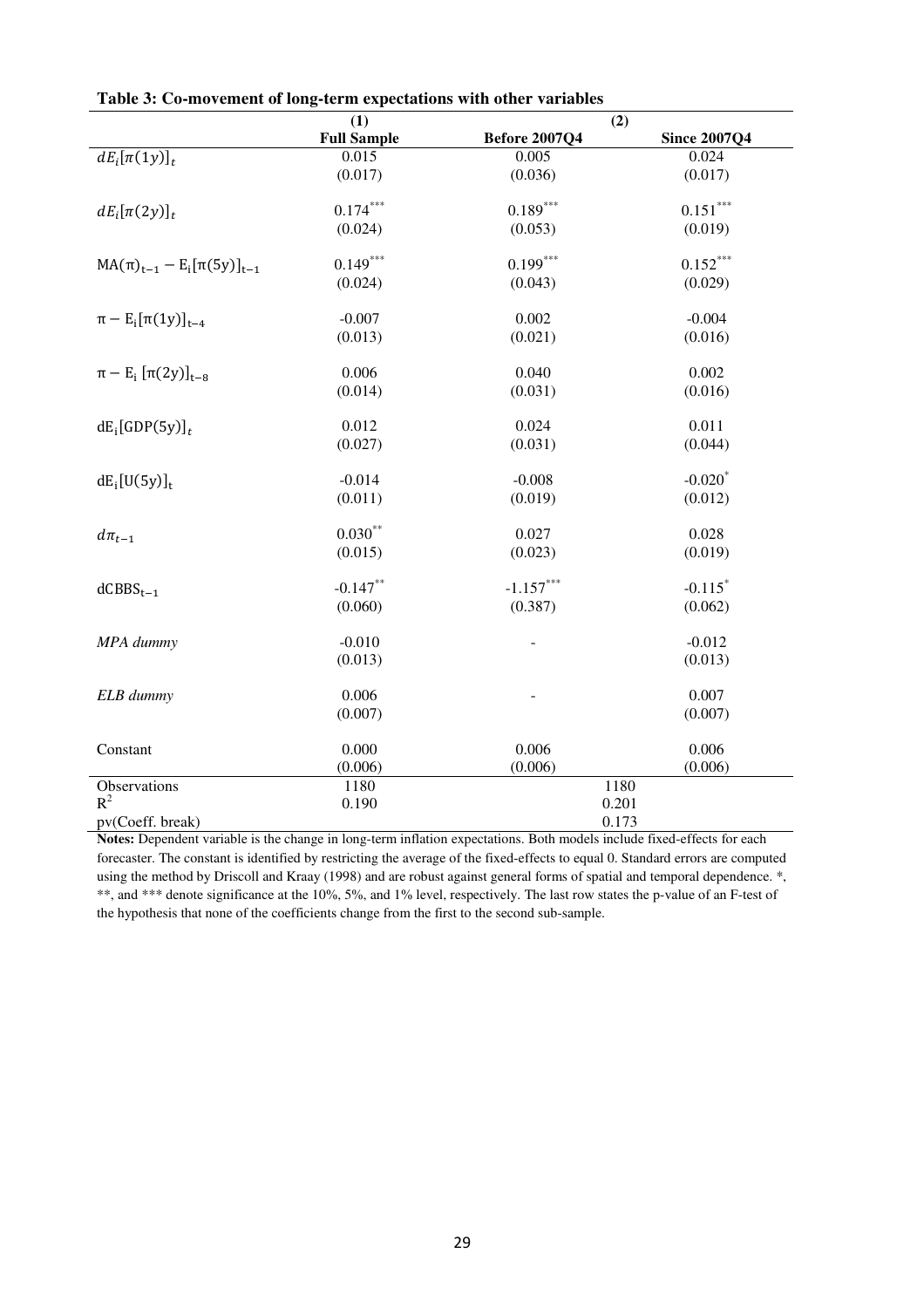**Table 3: Co-movement of long-term expectations with other variables**

| | (1) | (2) | |
|---|---|---|---|
| | **Full Sample** | **Before 2007Q4** | **Since 2007Q4** |
| $dE_i[\pi(1y)]_t$ | 0.015 | 0.005 | 0.024 |
| | (0.017) | (0.036) | (0.017) |
| $dE_i[\pi(2y)]_t$ | $0.174^{***}$ | $0.189^{***}$ | $0.151^{***}$ |
| | (0.024) | (0.053) | (0.019) |
| $\mathrm{MA}(\pi)_{t-1} - \mathrm{E_i}[\pi(5y)]_{t-1}$ | $0.149^{***}$ | $0.199^{***}$ | $0.152^{***}$ |
| | (0.024) | (0.043) | (0.029) |
| $\pi - \mathrm{E_i}[\pi(1y)]_{t-4}$ | -0.007 | 0.002 | -0.004 |
| | (0.013) | (0.021) | (0.016) |
| $\pi - \mathrm{E_i}\ [\pi(2y)]_{t-8}$ | 0.006 | 0.040 | 0.002 |
| | (0.014) | (0.031) | (0.016) |
| $\mathrm{dE_i}[\mathrm{GDP}(5y)]_t$ | 0.012 | 0.024 | 0.011 |
| | (0.027) | (0.031) | (0.044) |
| $\mathrm{dE_i}[\mathrm{U}(5y)]_t$ | -0.014 | -0.008 | $-0.020^{*}$ |
| | (0.011) | (0.019) | (0.012) |
| $d\pi_{t-1}$ | $0.030^{**}$ | 0.027 | 0.028 |
| | (0.015) | (0.023) | (0.019) |
| $\mathrm{dCBBS}_{t-1}$ | $-0.147^{**}$ | $-1.157^{***}$ | $-0.115^{*}$ |
| | (0.060) | (0.387) | (0.062) |
| *MPA dummy* | -0.010 | - | -0.012 |
| | (0.013) | | (0.013) |
| *ELB dummy* | 0.006 | - | 0.007 |
| | (0.007) | | (0.007) |
| Constant | 0.000 | 0.006 | 0.006 |
| | (0.006) | (0.006) | (0.006) |
| Observations | 1180 | 1180 | |
| $R^2$ | 0.190 | 0.201 | |
| pv(Coeff. break) | | 0.173 | |

**Notes:** Dependent variable is the change in long-term inflation expectations. Both models include fixed-effects for each forecaster. The constant is identified by restricting the average of the fixed-effects to equal 0. Standard errors are computed using the method by Driscoll and Kraay (1998) and are robust against general forms of spatial and temporal dependence. *, **, and *** denote significance at the 10%, 5%, and 1% level, respectively. The last row states the p-value of an F-test of the hypothesis that none of the coefficients change from the first to the second sub-sample.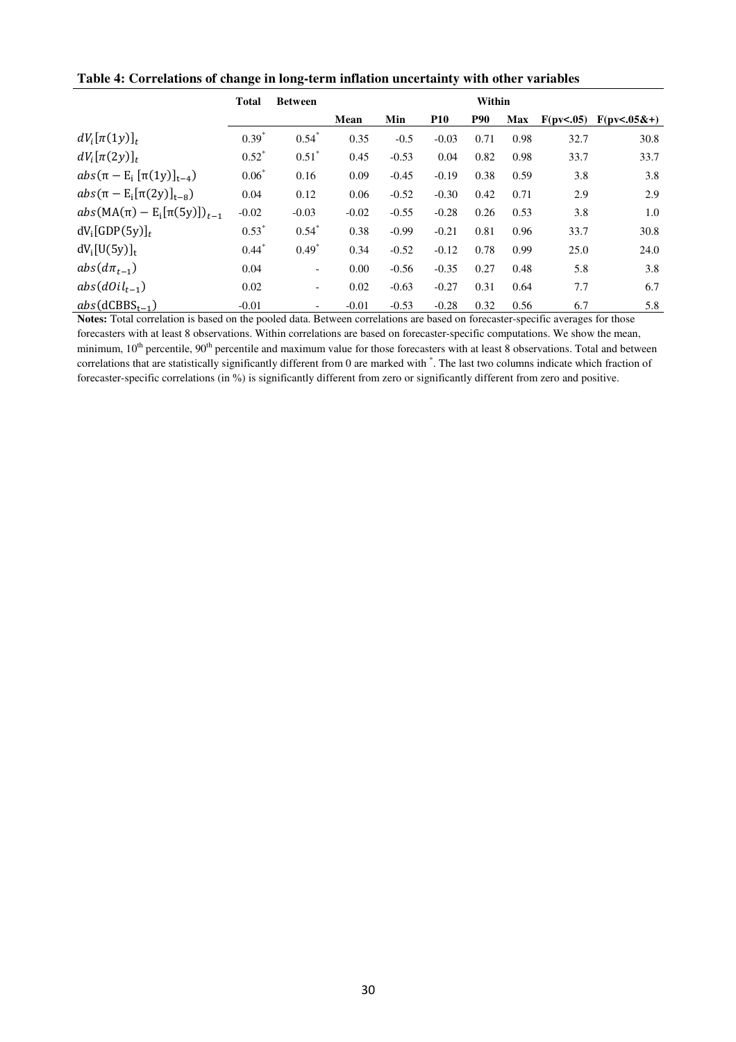**Table 4: Correlations of change in long-term inflation uncertainty with other variables**

| | Total | Between | Within | | | | | | |
|---|---|---|---|---|---|---|---|---|---|
| | | | Mean | Min | P10 | P90 | Max | F(pv<.05) | F(pv<.05&+) |
| $dV_i[\pi(1y)]_t$ | 0.39* | 0.54* | 0.35 | -0.5 | -0.03 | 0.71 | 0.98 | 32.7 | 30.8 |
| $dV_i[\pi(2y)]_t$ | 0.52* | 0.51* | 0.45 | -0.53 | 0.04 | 0.82 | 0.98 | 33.7 | 33.7 |
| $abs(\pi - \mathrm{E_i}\,[\pi(1y)]_{t-4})$ | 0.06* | 0.16 | 0.09 | -0.45 | -0.19 | 0.38 | 0.59 | 3.8 | 3.8 |
| $abs(\pi - \mathrm{E_i}[\pi(2y)]_{t-8})$ | 0.04 | 0.12 | 0.06 | -0.52 | -0.30 | 0.42 | 0.71 | 2.9 | 2.9 |
| $abs(\mathrm{MA}(\pi) - \mathrm{E_i}[\pi(5y)])_{t-1}$ | -0.02 | -0.03 | -0.02 | -0.55 | -0.28 | 0.26 | 0.53 | 3.8 | 1.0 |
| $\mathrm{dV_i}[\mathrm{GDP}(5y)]_t$ | 0.53* | 0.54* | 0.38 | -0.99 | -0.21 | 0.81 | 0.96 | 33.7 | 30.8 |
| $\mathrm{dV_i}[\mathrm{U}(5y)]_t$ | 0.44* | 0.49* | 0.34 | -0.52 | -0.12 | 0.78 | 0.99 | 25.0 | 24.0 |
| $abs(d\pi_{t-1})$ | 0.04 | - | 0.00 | -0.56 | -0.35 | 0.27 | 0.48 | 5.8 | 3.8 |
| $abs(dOil_{t-1})$ | 0.02 | - | 0.02 | -0.63 | -0.27 | 0.31 | 0.64 | 7.7 | 6.7 |
| $abs(\mathrm{dCBBS_{t-1}})$ | -0.01 | - | -0.01 | -0.53 | -0.28 | 0.32 | 0.56 | 6.7 | 5.8 |

**Notes:** Total correlation is based on the pooled data. Between correlations are based on forecaster-specific averages for those forecasters with at least 8 observations. Within correlations are based on forecaster-specific computations. We show the mean, minimum, 10th percentile, 90th percentile and maximum value for those forecasters with at least 8 observations. Total and between correlations that are statistically significantly different from 0 are marked with *. The last two columns indicate which fraction of forecaster-specific correlations (in %) is significantly different from zero or significantly different from zero and positive.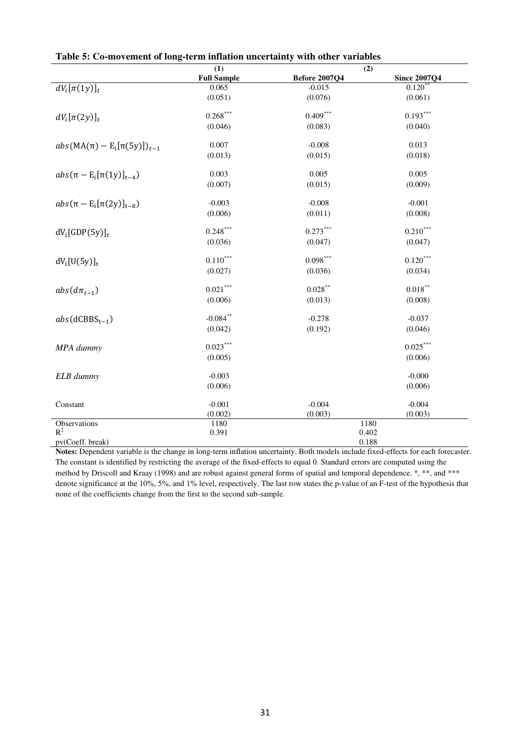**Table 5: Co-movement of long-term inflation uncertainty with other variables**

| | (1) | (2) | |
|---|---|---|---|
| | **Full Sample** | **Before 2007Q4** | **Since 2007Q4** |
| $dV_i[\pi(1y)]_t$ | 0.065 | -0.015 | $0.120^{**}$ |
| | (0.051) | (0.076) | (0.061) |
| $dV_i[\pi(2y)]_t$ | $0.268^{***}$ | $0.409^{***}$ | $0.193^{***}$ |
| | (0.046) | (0.083) | (0.040) |
| $abs(\mathrm{MA}(\pi) - \mathrm{E_i}[\pi(5y)])_{t-1}$ | 0.007 | -0.008 | 0.013 |
| | (0.013) | (0.015) | (0.018) |
| $abs(\pi - \mathrm{E_i}[\pi(1y)]_{t-4})$ | 0.003 | 0.005 | 0.005 |
| | (0.007) | (0.015) | (0.009) |
| $abs(\pi - \mathrm{E_i}[\pi(2y)]_{t-8})$ | -0.003 | -0.008 | -0.001 |
| | (0.006) | (0.011) | (0.008) |
| $\mathrm{dV_i}[\mathrm{GDP}(5y)]_t$ | $0.248^{***}$ | $0.273^{***}$ | $0.210^{***}$ |
| | (0.036) | (0.047) | (0.047) |
| $\mathrm{dV_i}[\mathrm{U}(5y)]_t$ | $0.110^{***}$ | $0.098^{***}$ | $0.120^{***}$ |
| | (0.027) | (0.036) | (0.034) |
| $abs(d\pi_{t-1})$ | $0.021^{***}$ | $0.028^{**}$ | $0.018^{**}$ |
| | (0.006) | (0.013) | (0.008) |
| $abs(\mathrm{dCBBS_{t-1}})$ | $-0.084^{**}$ | -0.278 | -0.037 |
| | (0.042) | (0.192) | (0.046) |
| *MPA dummy* | $0.023^{***}$ | | $0.025^{***}$ |
| | (0.005) | | (0.006) |
| *ELB dummy* | -0.003 | | -0.000 |
| | (0.006) | | (0.006) |
| Constant | -0.001 | -0.004 | -0.004 |
| | (0.002) | (0.003) | (0.003) |
| Observations | 1180 | 1180 | |
| $R^2$ | 0.391 | 0.402 | |
| pv(Coeff. break) | | 0.188 | |

**Notes:** Dependent variable is the change in long-term inflation uncertainty. Both models include fixed-effects for each forecaster. The constant is identified by restricting the average of the fixed-effects to equal 0. Standard errors are computed using the method by Driscoll and Kraay (1998) and are robust against general forms of spatial and temporal dependence. *, **, and *** denote significance at the 10%, 5%, and 1% level, respectively. The last row states the p-value of an F-test of the hypothesis that none of the coefficients change from the first to the second sub-sample.